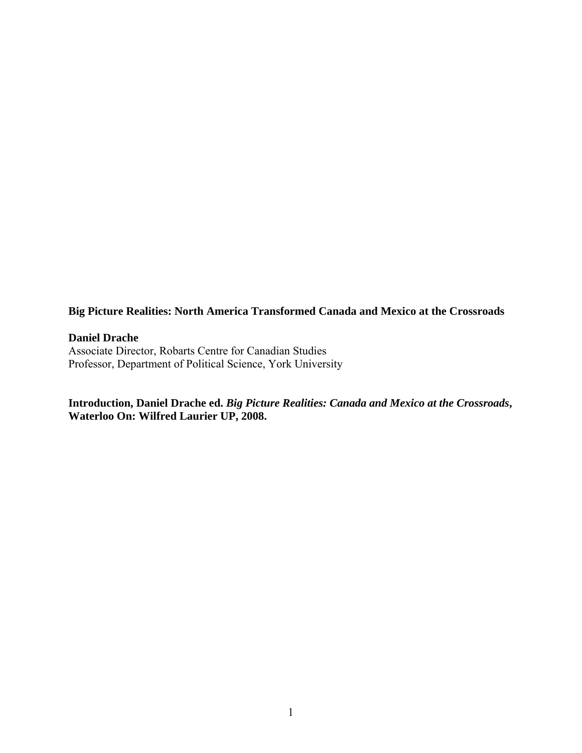**Big Picture Realities: North America Transformed Canada and Mexico at the Crossroads**

**Daniel Drache**
Associate Director, Robarts Centre for Canadian Studies
Professor, Department of Political Science, York University

**Introduction, Daniel Drache ed. *Big Picture Realities: Canada and Mexico at the Crossroads*, Waterloo On: Wilfred Laurier UP, 2008.**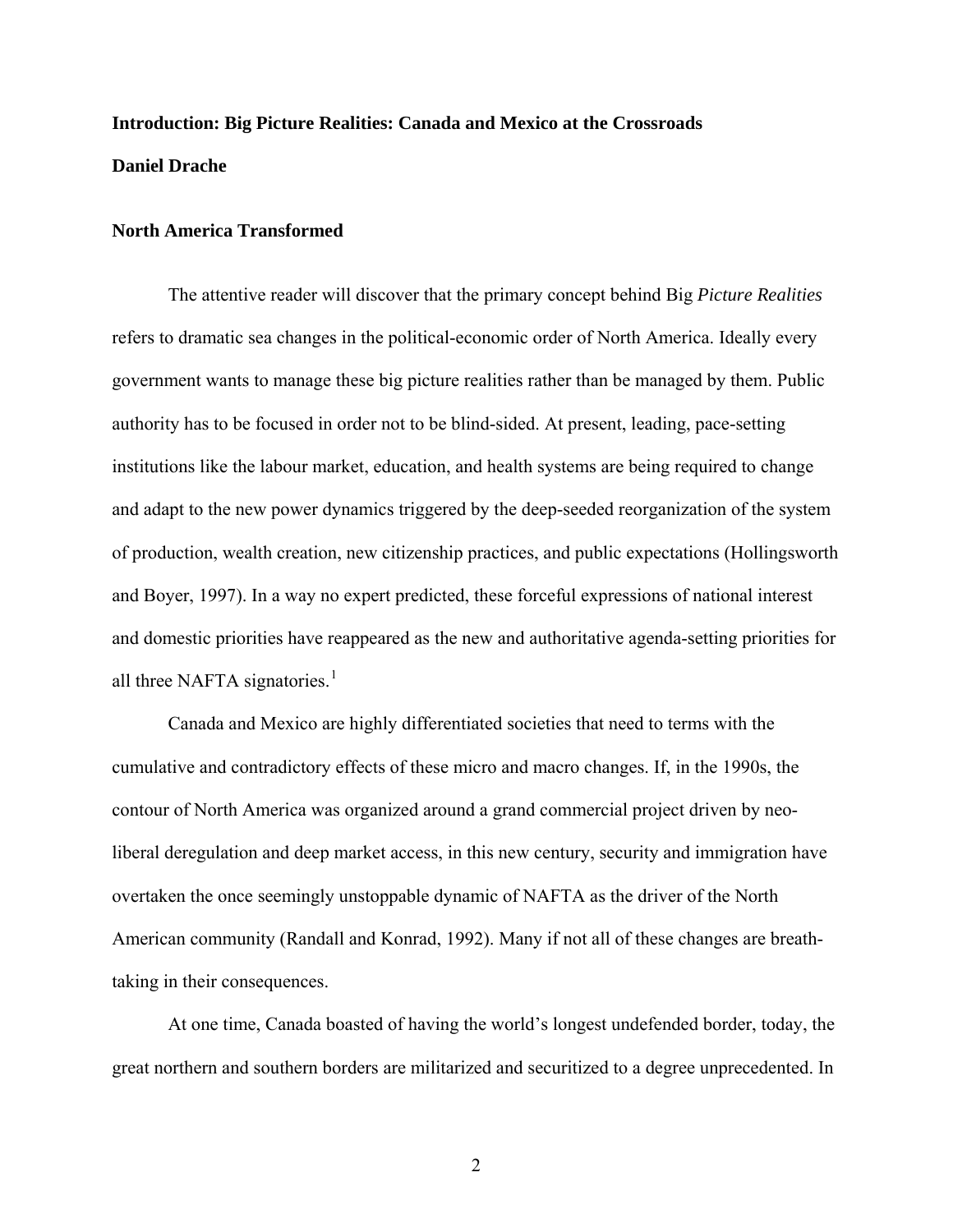**Introduction: Big Picture Realities: Canada and Mexico at the Crossroads**

**Daniel Drache**

## North America Transformed

The attentive reader will discover that the primary concept behind Big *Picture Realities* refers to dramatic sea changes in the political-economic order of North America. Ideally every government wants to manage these big picture realities rather than be managed by them. Public authority has to be focused in order not to be blind-sided. At present, leading, pace-setting institutions like the labour market, education, and health systems are being required to change and adapt to the new power dynamics triggered by the deep-seeded reorganization of the system of production, wealth creation, new citizenship practices, and public expectations (Hollingsworth and Boyer, 1997). In a way no expert predicted, these forceful expressions of national interest and domestic priorities have reappeared as the new and authoritative agenda-setting priorities for all three NAFTA signatories.[1]

Canada and Mexico are highly differentiated societies that need to terms with the cumulative and contradictory effects of these micro and macro changes. If, in the 1990s, the contour of North America was organized around a grand commercial project driven by neo-liberal deregulation and deep market access, in this new century, security and immigration have overtaken the once seemingly unstoppable dynamic of NAFTA as the driver of the North American community (Randall and Konrad, 1992). Many if not all of these changes are breath-taking in their consequences.

At one time, Canada boasted of having the world's longest undefended border, today, the great northern and southern borders are militarized and securitized to a degree unprecedented. In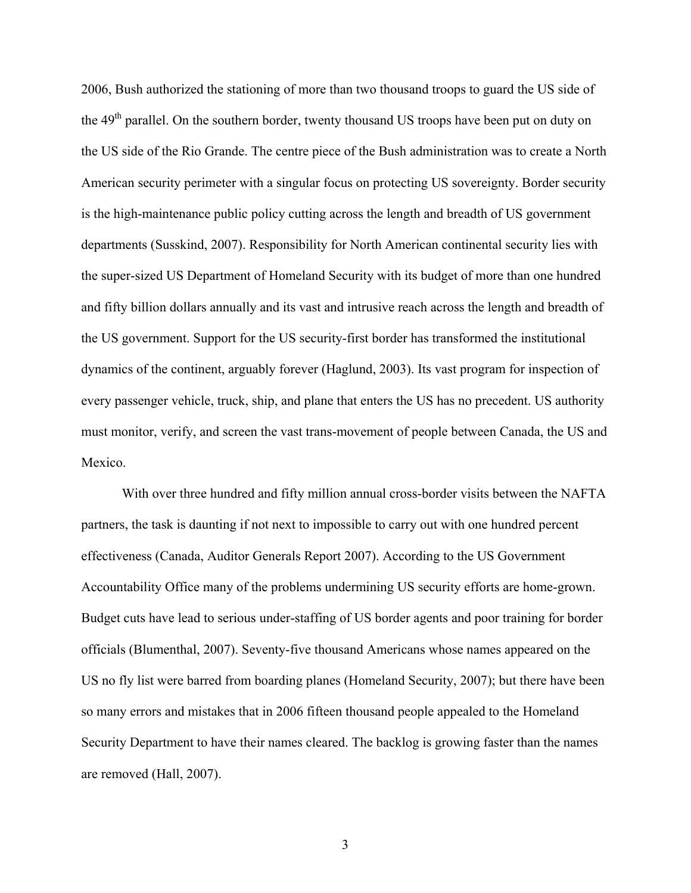2006, Bush authorized the stationing of more than two thousand troops to guard the US side of the 49th parallel. On the southern border, twenty thousand US troops have been put on duty on the US side of the Rio Grande. The centre piece of the Bush administration was to create a North American security perimeter with a singular focus on protecting US sovereignty. Border security is the high-maintenance public policy cutting across the length and breadth of US government departments (Susskind, 2007). Responsibility for North American continental security lies with the super-sized US Department of Homeland Security with its budget of more than one hundred and fifty billion dollars annually and its vast and intrusive reach across the length and breadth of the US government. Support for the US security-first border has transformed the institutional dynamics of the continent, arguably forever (Haglund, 2003). Its vast program for inspection of every passenger vehicle, truck, ship, and plane that enters the US has no precedent. US authority must monitor, verify, and screen the vast trans-movement of people between Canada, the US and Mexico.

With over three hundred and fifty million annual cross-border visits between the NAFTA partners, the task is daunting if not next to impossible to carry out with one hundred percent effectiveness (Canada, Auditor Generals Report 2007). According to the US Government Accountability Office many of the problems undermining US security efforts are home-grown. Budget cuts have lead to serious under-staffing of US border agents and poor training for border officials (Blumenthal, 2007). Seventy-five thousand Americans whose names appeared on the US no fly list were barred from boarding planes (Homeland Security, 2007); but there have been so many errors and mistakes that in 2006 fifteen thousand people appealed to the Homeland Security Department to have their names cleared. The backlog is growing faster than the names are removed (Hall, 2007).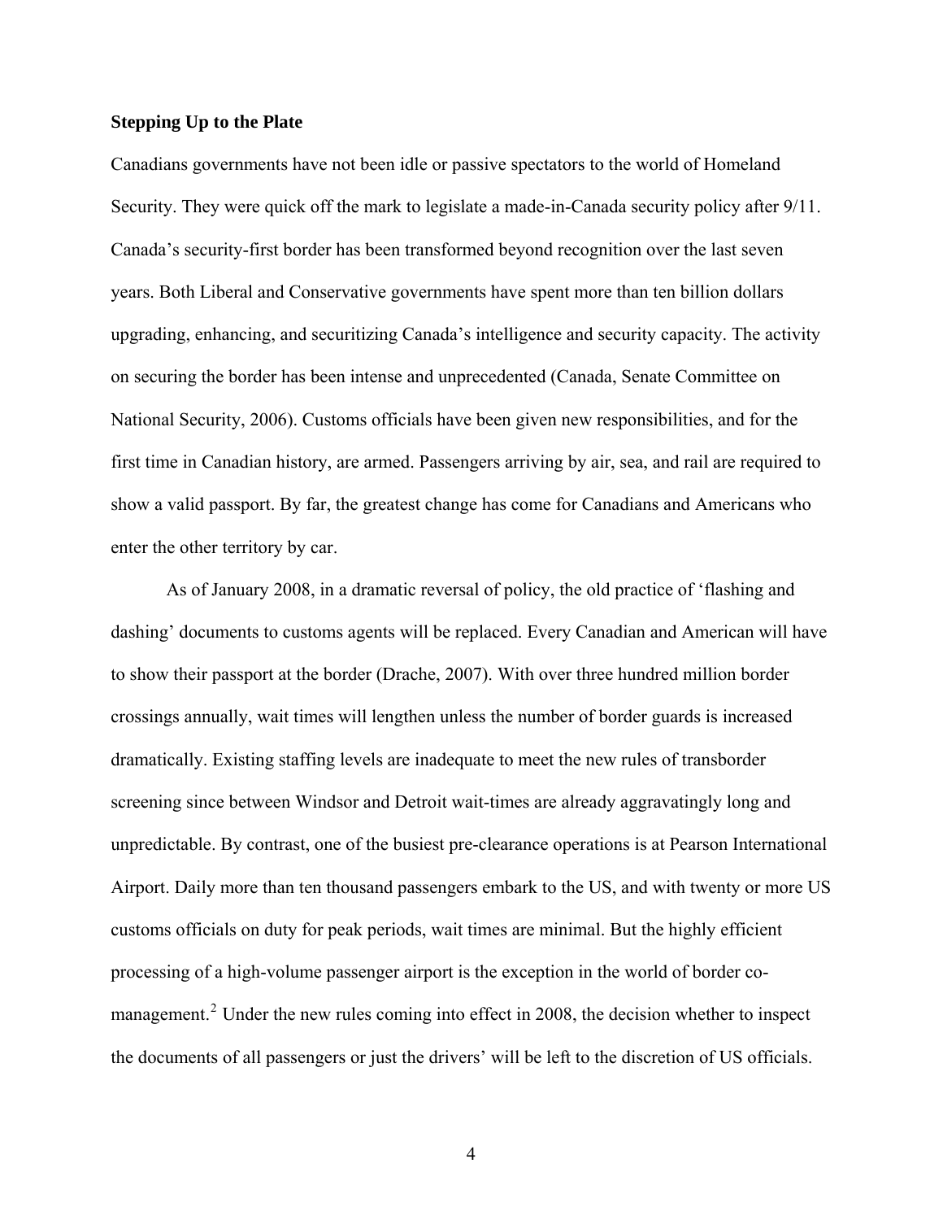**Stepping Up to the Plate**

Canadians governments have not been idle or passive spectators to the world of Homeland Security. They were quick off the mark to legislate a made-in-Canada security policy after 9/11. Canada's security-first border has been transformed beyond recognition over the last seven years. Both Liberal and Conservative governments have spent more than ten billion dollars upgrading, enhancing, and securitizing Canada's intelligence and security capacity. The activity on securing the border has been intense and unprecedented (Canada, Senate Committee on National Security, 2006). Customs officials have been given new responsibilities, and for the first time in Canadian history, are armed. Passengers arriving by air, sea, and rail are required to show a valid passport. By far, the greatest change has come for Canadians and Americans who enter the other territory by car.

As of January 2008, in a dramatic reversal of policy, the old practice of 'flashing and dashing' documents to customs agents will be replaced. Every Canadian and American will have to show their passport at the border (Drache, 2007). With over three hundred million border crossings annually, wait times will lengthen unless the number of border guards is increased dramatically. Existing staffing levels are inadequate to meet the new rules of transborder screening since between Windsor and Detroit wait-times are already aggravatingly long and unpredictable. By contrast, one of the busiest pre-clearance operations is at Pearson International Airport. Daily more than ten thousand passengers embark to the US, and with twenty or more US customs officials on duty for peak periods, wait times are minimal. But the highly efficient processing of a high-volume passenger airport is the exception in the world of border co-management.[2] Under the new rules coming into effect in 2008, the decision whether to inspect the documents of all passengers or just the drivers' will be left to the discretion of US officials.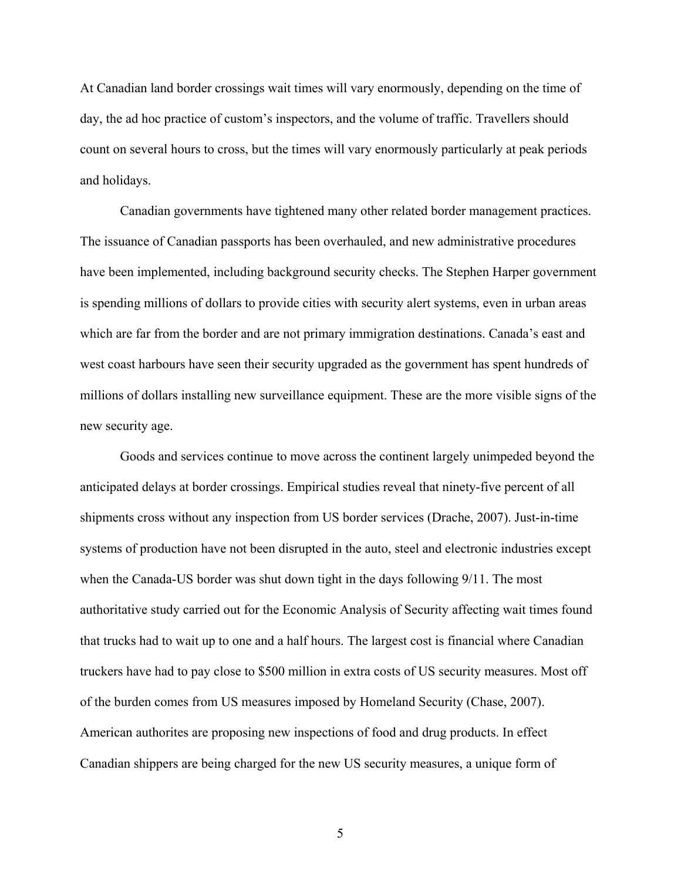At Canadian land border crossings wait times will vary enormously, depending on the time of day, the ad hoc practice of custom's inspectors, and the volume of traffic. Travellers should count on several hours to cross, but the times will vary enormously particularly at peak periods and holidays.

Canadian governments have tightened many other related border management practices. The issuance of Canadian passports has been overhauled, and new administrative procedures have been implemented, including background security checks. The Stephen Harper government is spending millions of dollars to provide cities with security alert systems, even in urban areas which are far from the border and are not primary immigration destinations. Canada's east and west coast harbours have seen their security upgraded as the government has spent hundreds of millions of dollars installing new surveillance equipment. These are the more visible signs of the new security age.

Goods and services continue to move across the continent largely unimpeded beyond the anticipated delays at border crossings. Empirical studies reveal that ninety-five percent of all shipments cross without any inspection from US border services (Drache, 2007). Just-in-time systems of production have not been disrupted in the auto, steel and electronic industries except when the Canada-US border was shut down tight in the days following 9/11. The most authoritative study carried out for the Economic Analysis of Security affecting wait times found that trucks had to wait up to one and a half hours. The largest cost is financial where Canadian truckers have had to pay close to $500 million in extra costs of US security measures. Most off of the burden comes from US measures imposed by Homeland Security (Chase, 2007). American authorites are proposing new inspections of food and drug products. In effect Canadian shippers are being charged for the new US security measures, a unique form of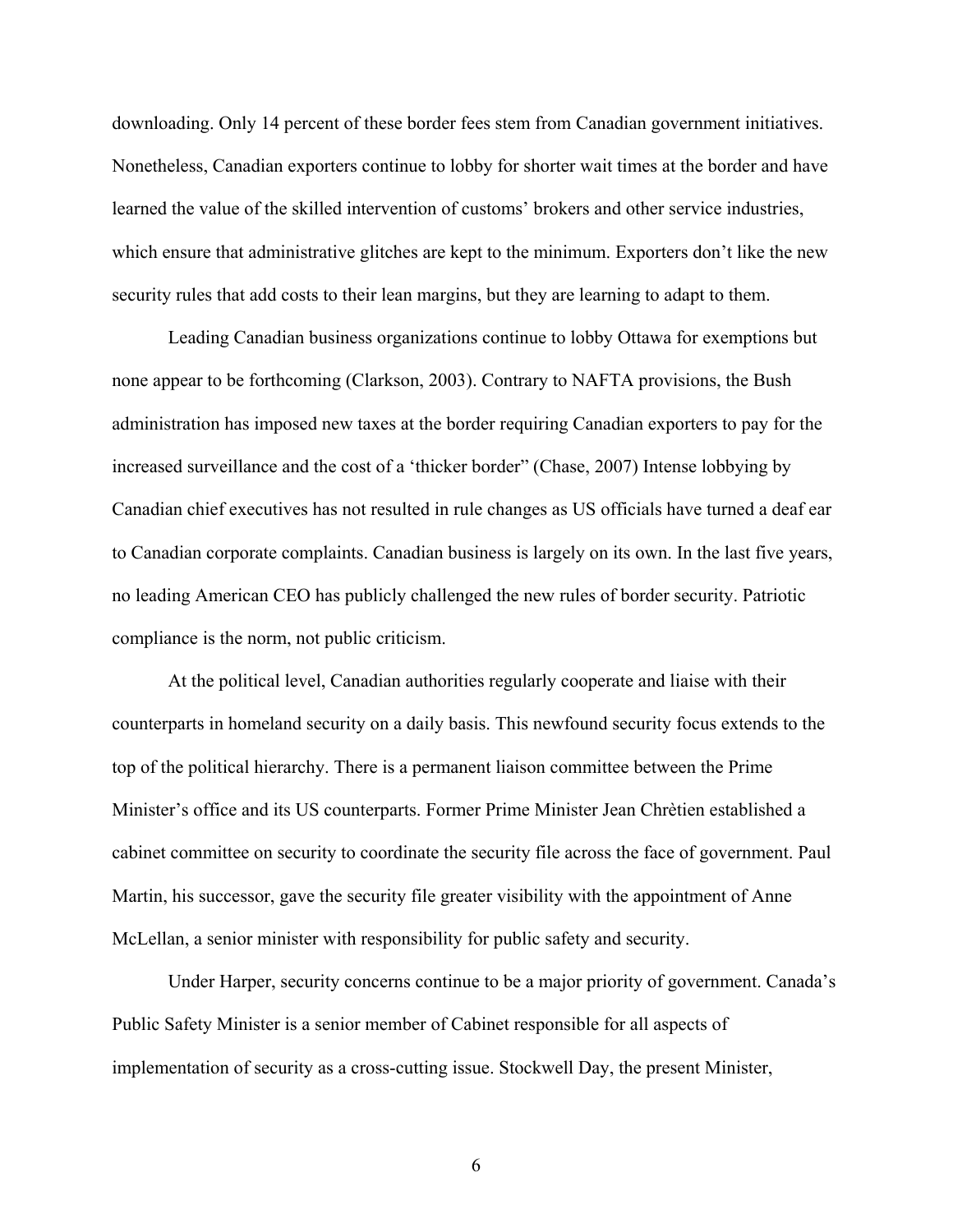downloading. Only 14 percent of these border fees stem from Canadian government initiatives. Nonetheless, Canadian exporters continue to lobby for shorter wait times at the border and have learned the value of the skilled intervention of customs' brokers and other service industries, which ensure that administrative glitches are kept to the minimum. Exporters don't like the new security rules that add costs to their lean margins, but they are learning to adapt to them.

Leading Canadian business organizations continue to lobby Ottawa for exemptions but none appear to be forthcoming (Clarkson, 2003). Contrary to NAFTA provisions, the Bush administration has imposed new taxes at the border requiring Canadian exporters to pay for the increased surveillance and the cost of a 'thicker border" (Chase, 2007) Intense lobbying by Canadian chief executives has not resulted in rule changes as US officials have turned a deaf ear to Canadian corporate complaints. Canadian business is largely on its own. In the last five years, no leading American CEO has publicly challenged the new rules of border security. Patriotic compliance is the norm, not public criticism.

At the political level, Canadian authorities regularly cooperate and liaise with their counterparts in homeland security on a daily basis. This newfound security focus extends to the top of the political hierarchy. There is a permanent liaison committee between the Prime Minister's office and its US counterparts. Former Prime Minister Jean Chrètien established a cabinet committee on security to coordinate the security file across the face of government. Paul Martin, his successor, gave the security file greater visibility with the appointment of Anne McLellan, a senior minister with responsibility for public safety and security.

Under Harper, security concerns continue to be a major priority of government. Canada's Public Safety Minister is a senior member of Cabinet responsible for all aspects of implementation of security as a cross-cutting issue. Stockwell Day, the present Minister,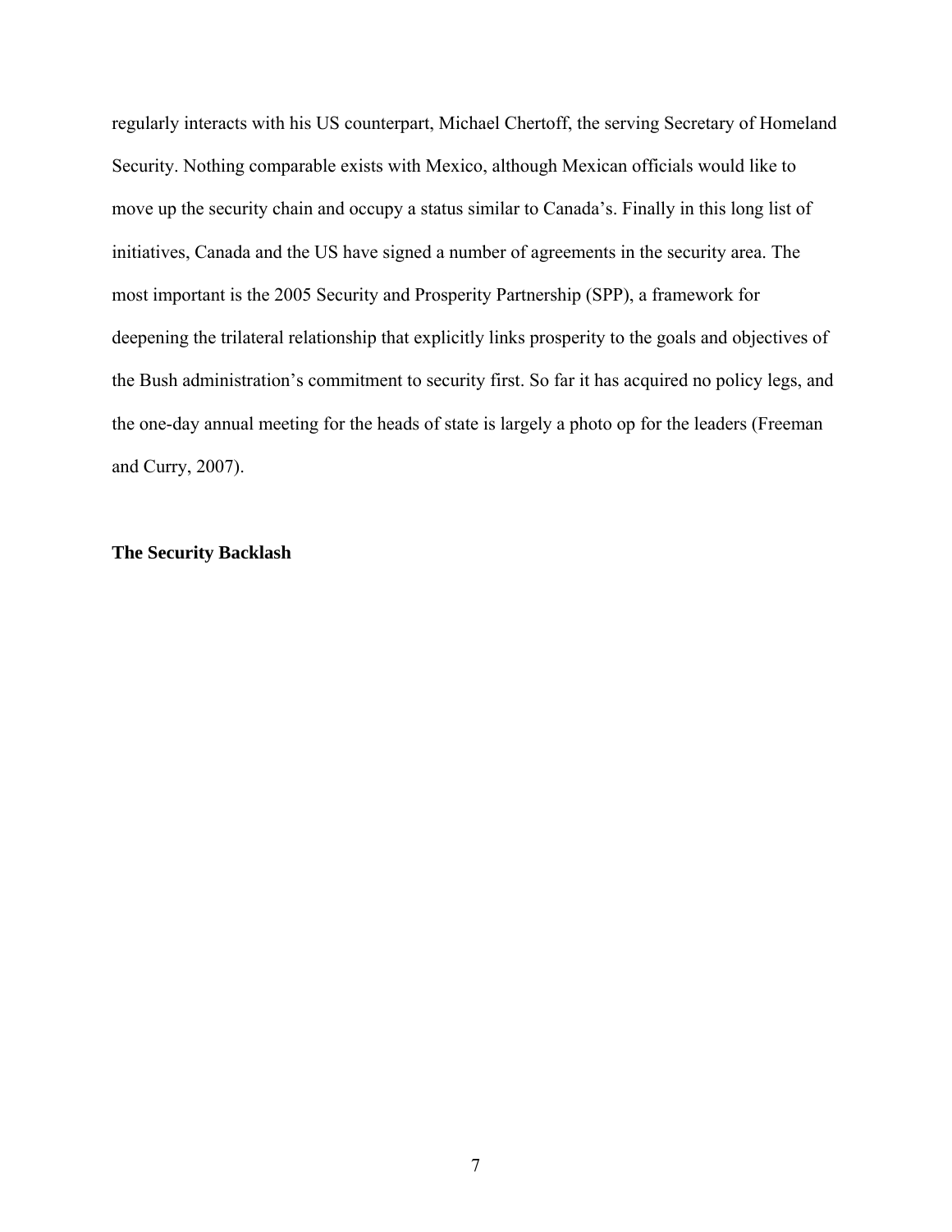regularly interacts with his US counterpart, Michael Chertoff, the serving Secretary of Homeland Security. Nothing comparable exists with Mexico, although Mexican officials would like to move up the security chain and occupy a status similar to Canada's. Finally in this long list of initiatives, Canada and the US have signed a number of agreements in the security area. The most important is the 2005 Security and Prosperity Partnership (SPP), a framework for deepening the trilateral relationship that explicitly links prosperity to the goals and objectives of the Bush administration's commitment to security first. So far it has acquired no policy legs, and the one-day annual meeting for the heads of state is largely a photo op for the leaders (Freeman and Curry, 2007).

## The Security Backlash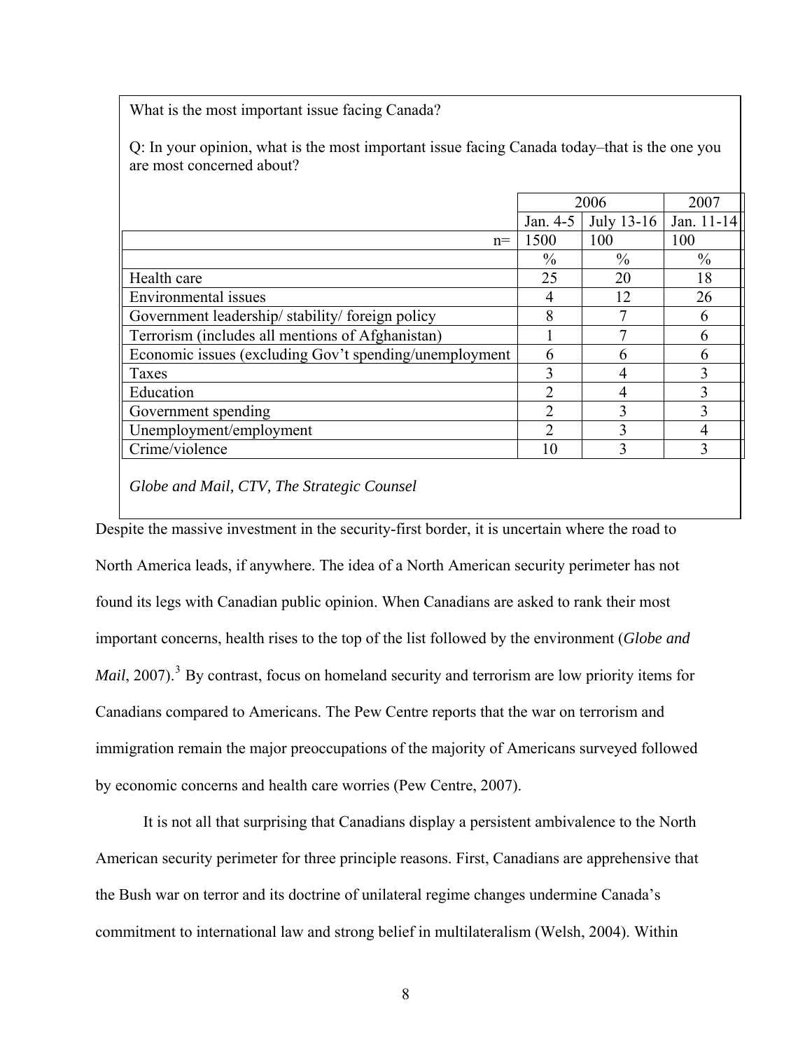What is the most important issue facing Canada?

Q: In your opinion, what is the most important issue facing Canada today–that is the one you are most concerned about?

| | 2006 | | 2007 |
|---|---|---|---|
| | Jan. 4-5 | July 13-16 | Jan. 11-14 |
| n= | 1500 | 100 | 100 |
| | % | % | % |
| Health care | 25 | 20 | 18 |
| Environmental issues | 4 | 12 | 26 |
| Government leadership/ stability/ foreign policy | 8 | 7 | 6 |
| Terrorism (includes all mentions of Afghanistan) | 1 | 7 | 6 |
| Economic issues (excluding Gov't spending/unemployment | 6 | 6 | 6 |
| Taxes | 3 | 4 | 3 |
| Education | 2 | 4 | 3 |
| Government spending | 2 | 3 | 3 |
| Unemployment/employment | 2 | 3 | 4 |
| Crime/violence | 10 | 3 | 3 |

*Globe and Mail, CTV, The Strategic Counsel*

Despite the massive investment in the security-first border, it is uncertain where the road to North America leads, if anywhere. The idea of a North American security perimeter has not found its legs with Canadian public opinion. When Canadians are asked to rank their most important concerns, health rises to the top of the list followed by the environment (*Globe and Mail*, 2007).[3] By contrast, focus on homeland security and terrorism are low priority items for Canadians compared to Americans. The Pew Centre reports that the war on terrorism and immigration remain the major preoccupations of the majority of Americans surveyed followed by economic concerns and health care worries (Pew Centre, 2007).

It is not all that surprising that Canadians display a persistent ambivalence to the North American security perimeter for three principle reasons. First, Canadians are apprehensive that the Bush war on terror and its doctrine of unilateral regime changes undermine Canada's commitment to international law and strong belief in multilateralism (Welsh, 2004). Within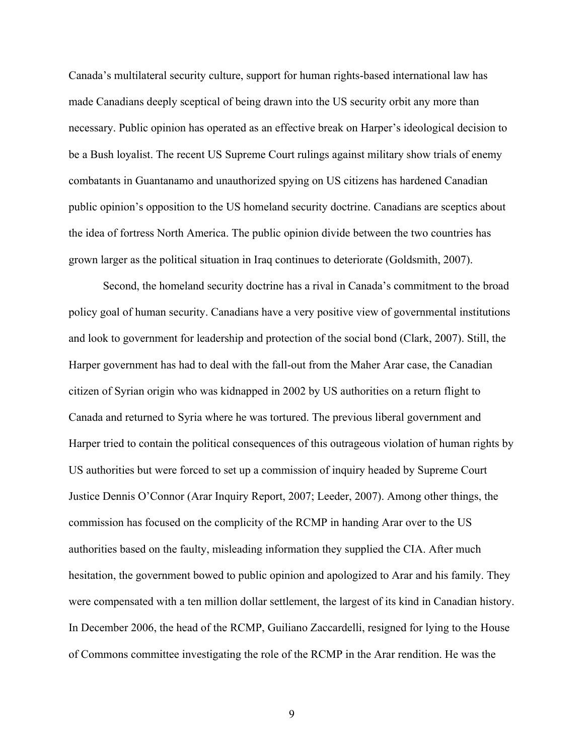Canada's multilateral security culture, support for human rights-based international law has made Canadians deeply sceptical of being drawn into the US security orbit any more than necessary. Public opinion has operated as an effective break on Harper's ideological decision to be a Bush loyalist. The recent US Supreme Court rulings against military show trials of enemy combatants in Guantanamo and unauthorized spying on US citizens has hardened Canadian public opinion's opposition to the US homeland security doctrine. Canadians are sceptics about the idea of fortress North America. The public opinion divide between the two countries has grown larger as the political situation in Iraq continues to deteriorate (Goldsmith, 2007).

Second, the homeland security doctrine has a rival in Canada's commitment to the broad policy goal of human security. Canadians have a very positive view of governmental institutions and look to government for leadership and protection of the social bond (Clark, 2007). Still, the Harper government has had to deal with the fall-out from the Maher Arar case, the Canadian citizen of Syrian origin who was kidnapped in 2002 by US authorities on a return flight to Canada and returned to Syria where he was tortured. The previous liberal government and Harper tried to contain the political consequences of this outrageous violation of human rights by US authorities but were forced to set up a commission of inquiry headed by Supreme Court Justice Dennis O'Connor (Arar Inquiry Report, 2007; Leeder, 2007). Among other things, the commission has focused on the complicity of the RCMP in handing Arar over to the US authorities based on the faulty, misleading information they supplied the CIA. After much hesitation, the government bowed to public opinion and apologized to Arar and his family. They were compensated with a ten million dollar settlement, the largest of its kind in Canadian history. In December 2006, the head of the RCMP, Guiliano Zaccardelli, resigned for lying to the House of Commons committee investigating the role of the RCMP in the Arar rendition. He was the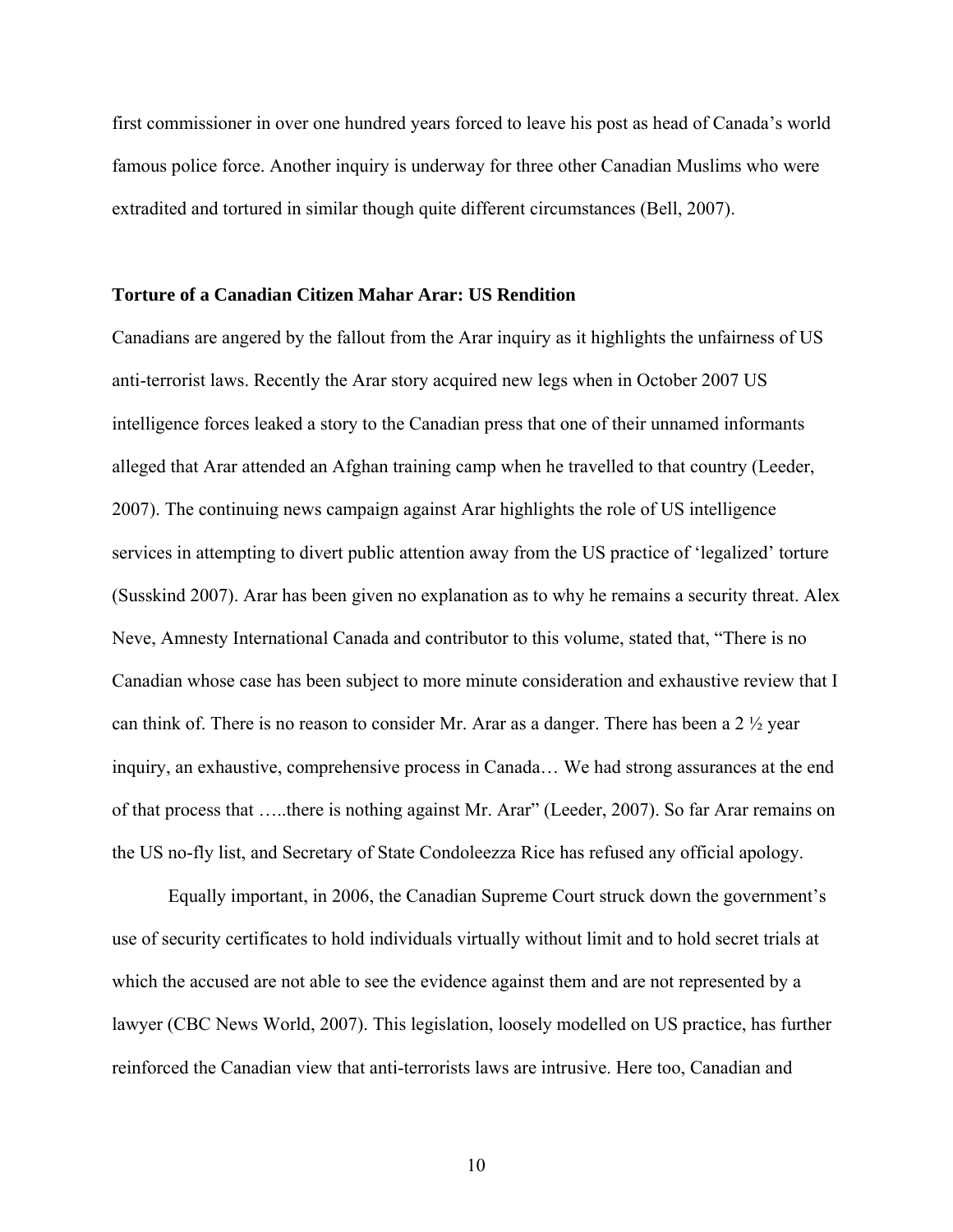first commissioner in over one hundred years forced to leave his post as head of Canada's world famous police force. Another inquiry is underway for three other Canadian Muslims who were extradited and tortured in similar though quite different circumstances (Bell, 2007).

### Torture of a Canadian Citizen Mahar Arar: US Rendition

Canadians are angered by the fallout from the Arar inquiry as it highlights the unfairness of US anti-terrorist laws. Recently the Arar story acquired new legs when in October 2007 US intelligence forces leaked a story to the Canadian press that one of their unnamed informants alleged that Arar attended an Afghan training camp when he travelled to that country (Leeder, 2007). The continuing news campaign against Arar highlights the role of US intelligence services in attempting to divert public attention away from the US practice of 'legalized' torture (Susskind 2007). Arar has been given no explanation as to why he remains a security threat. Alex Neve, Amnesty International Canada and contributor to this volume, stated that, "There is no Canadian whose case has been subject to more minute consideration and exhaustive review that I can think of. There is no reason to consider Mr. Arar as a danger. There has been a 2 ½ year inquiry, an exhaustive, comprehensive process in Canada… We had strong assurances at the end of that process that …..there is nothing against Mr. Arar" (Leeder, 2007). So far Arar remains on the US no-fly list, and Secretary of State Condoleezza Rice has refused any official apology.

Equally important, in 2006, the Canadian Supreme Court struck down the government's use of security certificates to hold individuals virtually without limit and to hold secret trials at which the accused are not able to see the evidence against them and are not represented by a lawyer (CBC News World, 2007). This legislation, loosely modelled on US practice, has further reinforced the Canadian view that anti-terrorists laws are intrusive. Here too, Canadian and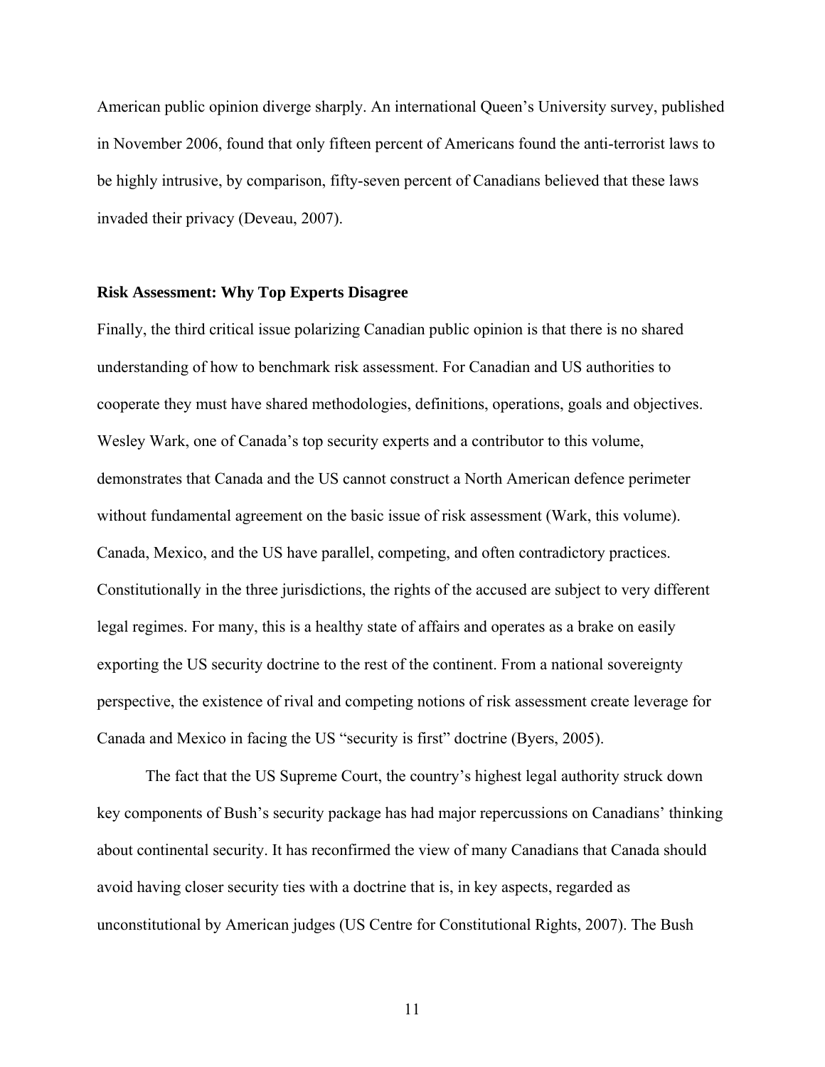American public opinion diverge sharply. An international Queen's University survey, published in November 2006, found that only fifteen percent of Americans found the anti-terrorist laws to be highly intrusive, by comparison, fifty-seven percent of Canadians believed that these laws invaded their privacy (Deveau, 2007).

**Risk Assessment: Why Top Experts Disagree**

Finally, the third critical issue polarizing Canadian public opinion is that there is no shared understanding of how to benchmark risk assessment. For Canadian and US authorities to cooperate they must have shared methodologies, definitions, operations, goals and objectives. Wesley Wark, one of Canada's top security experts and a contributor to this volume, demonstrates that Canada and the US cannot construct a North American defence perimeter without fundamental agreement on the basic issue of risk assessment (Wark, this volume). Canada, Mexico, and the US have parallel, competing, and often contradictory practices. Constitutionally in the three jurisdictions, the rights of the accused are subject to very different legal regimes. For many, this is a healthy state of affairs and operates as a brake on easily exporting the US security doctrine to the rest of the continent. From a national sovereignty perspective, the existence of rival and competing notions of risk assessment create leverage for Canada and Mexico in facing the US "security is first" doctrine (Byers, 2005).

The fact that the US Supreme Court, the country's highest legal authority struck down key components of Bush's security package has had major repercussions on Canadians' thinking about continental security. It has reconfirmed the view of many Canadians that Canada should avoid having closer security ties with a doctrine that is, in key aspects, regarded as unconstitutional by American judges (US Centre for Constitutional Rights, 2007). The Bush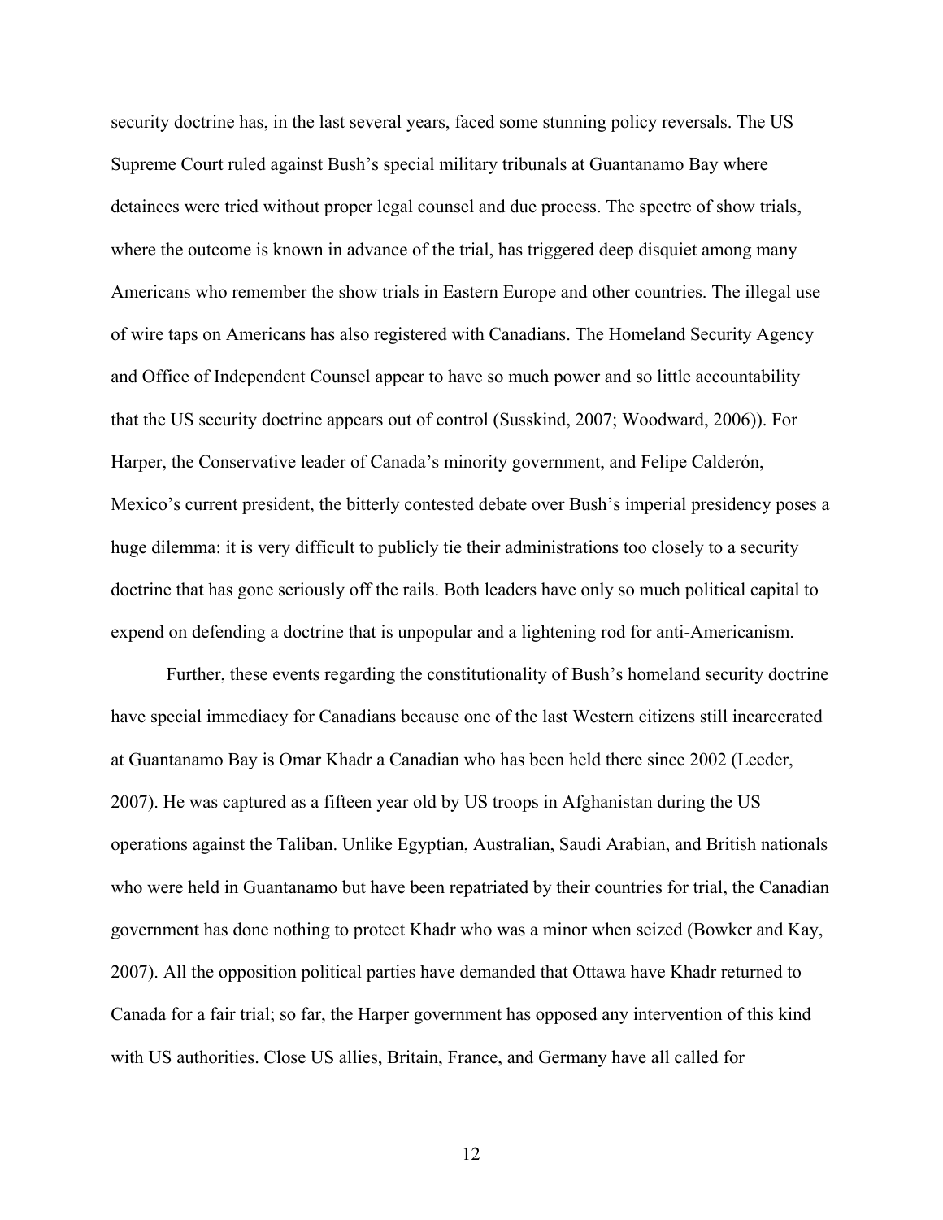security doctrine has, in the last several years, faced some stunning policy reversals. The US Supreme Court ruled against Bush's special military tribunals at Guantanamo Bay where detainees were tried without proper legal counsel and due process. The spectre of show trials, where the outcome is known in advance of the trial, has triggered deep disquiet among many Americans who remember the show trials in Eastern Europe and other countries. The illegal use of wire taps on Americans has also registered with Canadians. The Homeland Security Agency and Office of Independent Counsel appear to have so much power and so little accountability that the US security doctrine appears out of control (Susskind, 2007; Woodward, 2006)). For Harper, the Conservative leader of Canada's minority government, and Felipe Calderón, Mexico's current president, the bitterly contested debate over Bush's imperial presidency poses a huge dilemma: it is very difficult to publicly tie their administrations too closely to a security doctrine that has gone seriously off the rails. Both leaders have only so much political capital to expend on defending a doctrine that is unpopular and a lightening rod for anti-Americanism.

Further, these events regarding the constitutionality of Bush's homeland security doctrine have special immediacy for Canadians because one of the last Western citizens still incarcerated at Guantanamo Bay is Omar Khadr a Canadian who has been held there since 2002 (Leeder, 2007). He was captured as a fifteen year old by US troops in Afghanistan during the US operations against the Taliban. Unlike Egyptian, Australian, Saudi Arabian, and British nationals who were held in Guantanamo but have been repatriated by their countries for trial, the Canadian government has done nothing to protect Khadr who was a minor when seized (Bowker and Kay, 2007). All the opposition political parties have demanded that Ottawa have Khadr returned to Canada for a fair trial; so far, the Harper government has opposed any intervention of this kind with US authorities. Close US allies, Britain, France, and Germany have all called for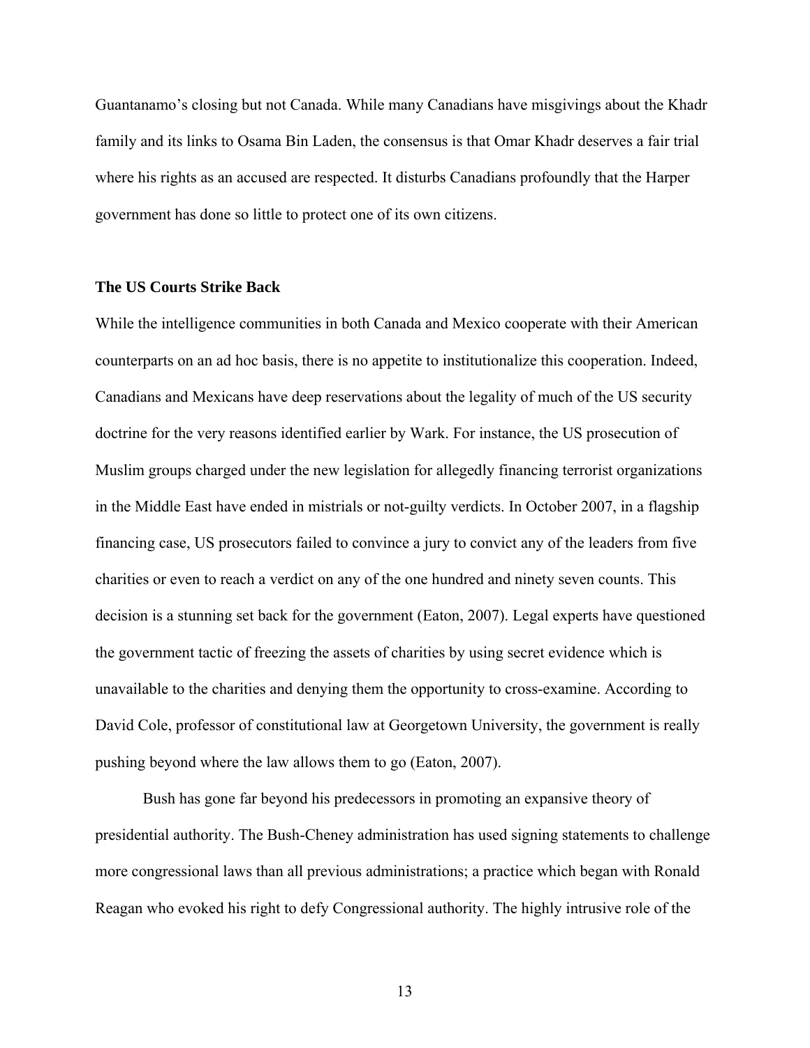Guantanamo's closing but not Canada. While many Canadians have misgivings about the Khadr family and its links to Osama Bin Laden, the consensus is that Omar Khadr deserves a fair trial where his rights as an accused are respected. It disturbs Canadians profoundly that the Harper government has done so little to protect one of its own citizens.

### The US Courts Strike Back

While the intelligence communities in both Canada and Mexico cooperate with their American counterparts on an ad hoc basis, there is no appetite to institutionalize this cooperation. Indeed, Canadians and Mexicans have deep reservations about the legality of much of the US security doctrine for the very reasons identified earlier by Wark. For instance, the US prosecution of Muslim groups charged under the new legislation for allegedly financing terrorist organizations in the Middle East have ended in mistrials or not-guilty verdicts. In October 2007, in a flagship financing case, US prosecutors failed to convince a jury to convict any of the leaders from five charities or even to reach a verdict on any of the one hundred and ninety seven counts. This decision is a stunning set back for the government (Eaton, 2007). Legal experts have questioned the government tactic of freezing the assets of charities by using secret evidence which is unavailable to the charities and denying them the opportunity to cross-examine. According to David Cole, professor of constitutional law at Georgetown University, the government is really pushing beyond where the law allows them to go (Eaton, 2007).

Bush has gone far beyond his predecessors in promoting an expansive theory of presidential authority. The Bush-Cheney administration has used signing statements to challenge more congressional laws than all previous administrations; a practice which began with Ronald Reagan who evoked his right to defy Congressional authority. The highly intrusive role of the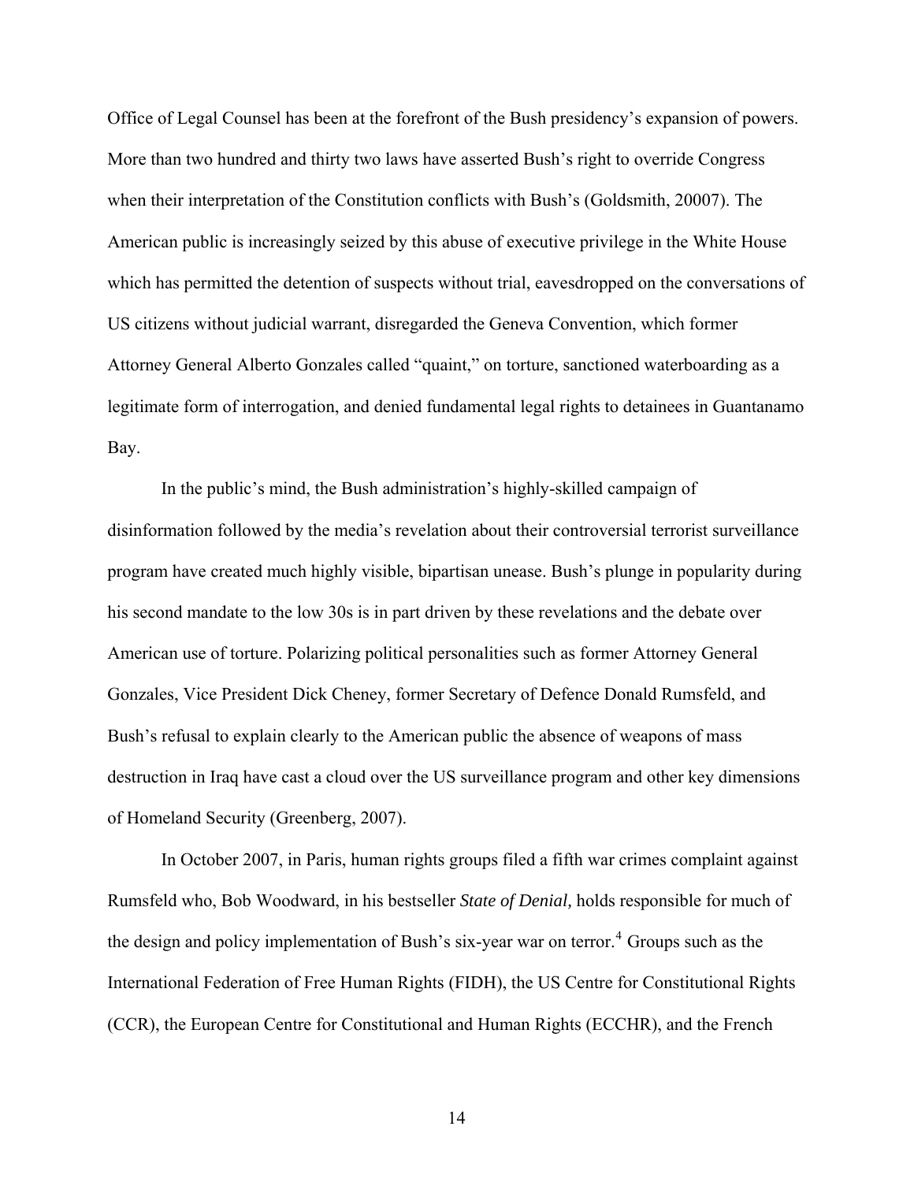Office of Legal Counsel has been at the forefront of the Bush presidency's expansion of powers. More than two hundred and thirty two laws have asserted Bush's right to override Congress when their interpretation of the Constitution conflicts with Bush's (Goldsmith, 20007). The American public is increasingly seized by this abuse of executive privilege in the White House which has permitted the detention of suspects without trial, eavesdropped on the conversations of US citizens without judicial warrant, disregarded the Geneva Convention, which former Attorney General Alberto Gonzales called "quaint," on torture, sanctioned waterboarding as a legitimate form of interrogation, and denied fundamental legal rights to detainees in Guantanamo Bay.

In the public's mind, the Bush administration's highly-skilled campaign of disinformation followed by the media's revelation about their controversial terrorist surveillance program have created much highly visible, bipartisan unease. Bush's plunge in popularity during his second mandate to the low 30s is in part driven by these revelations and the debate over American use of torture. Polarizing political personalities such as former Attorney General Gonzales, Vice President Dick Cheney, former Secretary of Defence Donald Rumsfeld, and Bush's refusal to explain clearly to the American public the absence of weapons of mass destruction in Iraq have cast a cloud over the US surveillance program and other key dimensions of Homeland Security (Greenberg, 2007).

In October 2007, in Paris, human rights groups filed a fifth war crimes complaint against Rumsfeld who, Bob Woodward, in his bestseller *State of Denial,* holds responsible for much of the design and policy implementation of Bush's six-year war on terror.[4] Groups such as the International Federation of Free Human Rights (FIDH), the US Centre for Constitutional Rights (CCR), the European Centre for Constitutional and Human Rights (ECCHR), and the French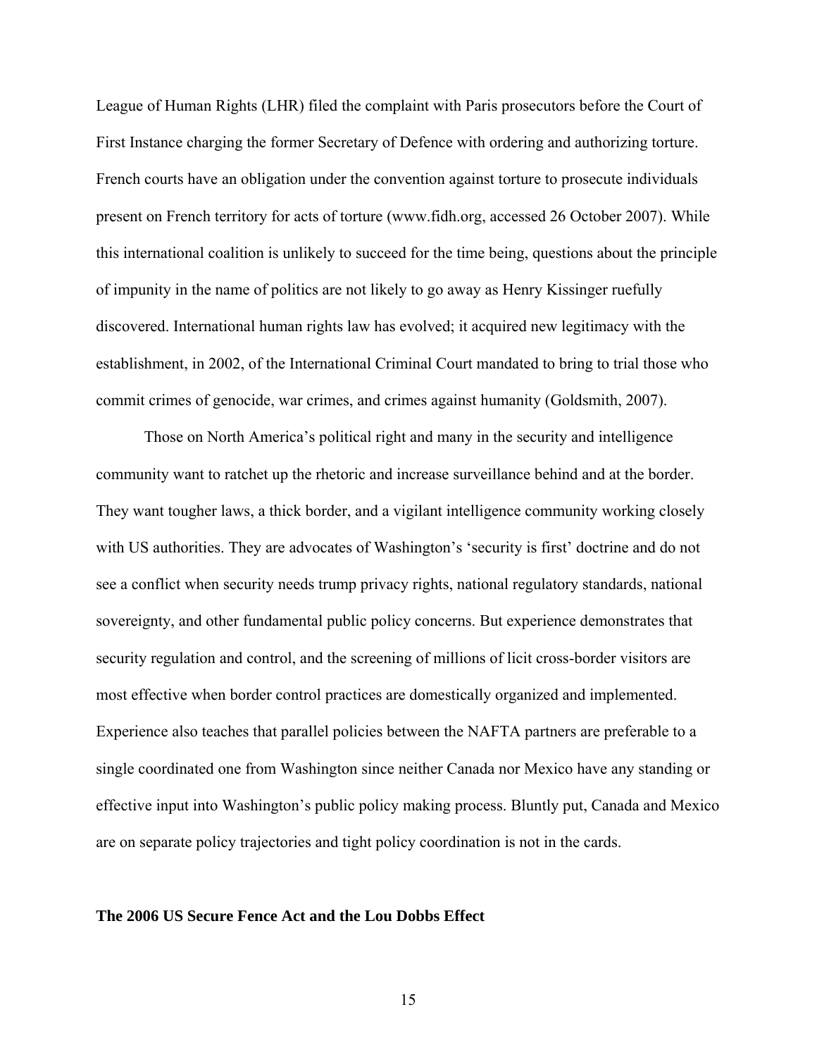League of Human Rights (LHR) filed the complaint with Paris prosecutors before the Court of First Instance charging the former Secretary of Defence with ordering and authorizing torture. French courts have an obligation under the convention against torture to prosecute individuals present on French territory for acts of torture (www.fidh.org, accessed 26 October 2007). While this international coalition is unlikely to succeed for the time being, questions about the principle of impunity in the name of politics are not likely to go away as Henry Kissinger ruefully discovered. International human rights law has evolved; it acquired new legitimacy with the establishment, in 2002, of the International Criminal Court mandated to bring to trial those who commit crimes of genocide, war crimes, and crimes against humanity (Goldsmith, 2007).

Those on North America's political right and many in the security and intelligence community want to ratchet up the rhetoric and increase surveillance behind and at the border. They want tougher laws, a thick border, and a vigilant intelligence community working closely with US authorities. They are advocates of Washington's 'security is first' doctrine and do not see a conflict when security needs trump privacy rights, national regulatory standards, national sovereignty, and other fundamental public policy concerns. But experience demonstrates that security regulation and control, and the screening of millions of licit cross-border visitors are most effective when border control practices are domestically organized and implemented. Experience also teaches that parallel policies between the NAFTA partners are preferable to a single coordinated one from Washington since neither Canada nor Mexico have any standing or effective input into Washington's public policy making process. Bluntly put, Canada and Mexico are on separate policy trajectories and tight policy coordination is not in the cards.

**The 2006 US Secure Fence Act and the Lou Dobbs Effect**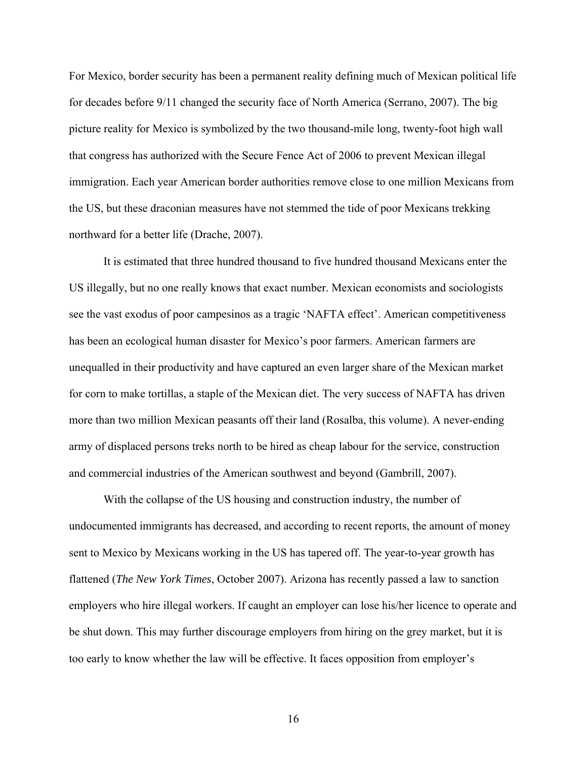For Mexico, border security has been a permanent reality defining much of Mexican political life for decades before 9/11 changed the security face of North America (Serrano, 2007). The big picture reality for Mexico is symbolized by the two thousand-mile long, twenty-foot high wall that congress has authorized with the Secure Fence Act of 2006 to prevent Mexican illegal immigration. Each year American border authorities remove close to one million Mexicans from the US, but these draconian measures have not stemmed the tide of poor Mexicans trekking northward for a better life (Drache, 2007).

It is estimated that three hundred thousand to five hundred thousand Mexicans enter the US illegally, but no one really knows that exact number. Mexican economists and sociologists see the vast exodus of poor campesinos as a tragic 'NAFTA effect'. American competitiveness has been an ecological human disaster for Mexico's poor farmers. American farmers are unequalled in their productivity and have captured an even larger share of the Mexican market for corn to make tortillas, a staple of the Mexican diet. The very success of NAFTA has driven more than two million Mexican peasants off their land (Rosalba, this volume). A never-ending army of displaced persons treks north to be hired as cheap labour for the service, construction and commercial industries of the American southwest and beyond (Gambrill, 2007).

With the collapse of the US housing and construction industry, the number of undocumented immigrants has decreased, and according to recent reports, the amount of money sent to Mexico by Mexicans working in the US has tapered off. The year-to-year growth has flattened (*The New York Times*, October 2007). Arizona has recently passed a law to sanction employers who hire illegal workers. If caught an employer can lose his/her licence to operate and be shut down. This may further discourage employers from hiring on the grey market, but it is too early to know whether the law will be effective. It faces opposition from employer's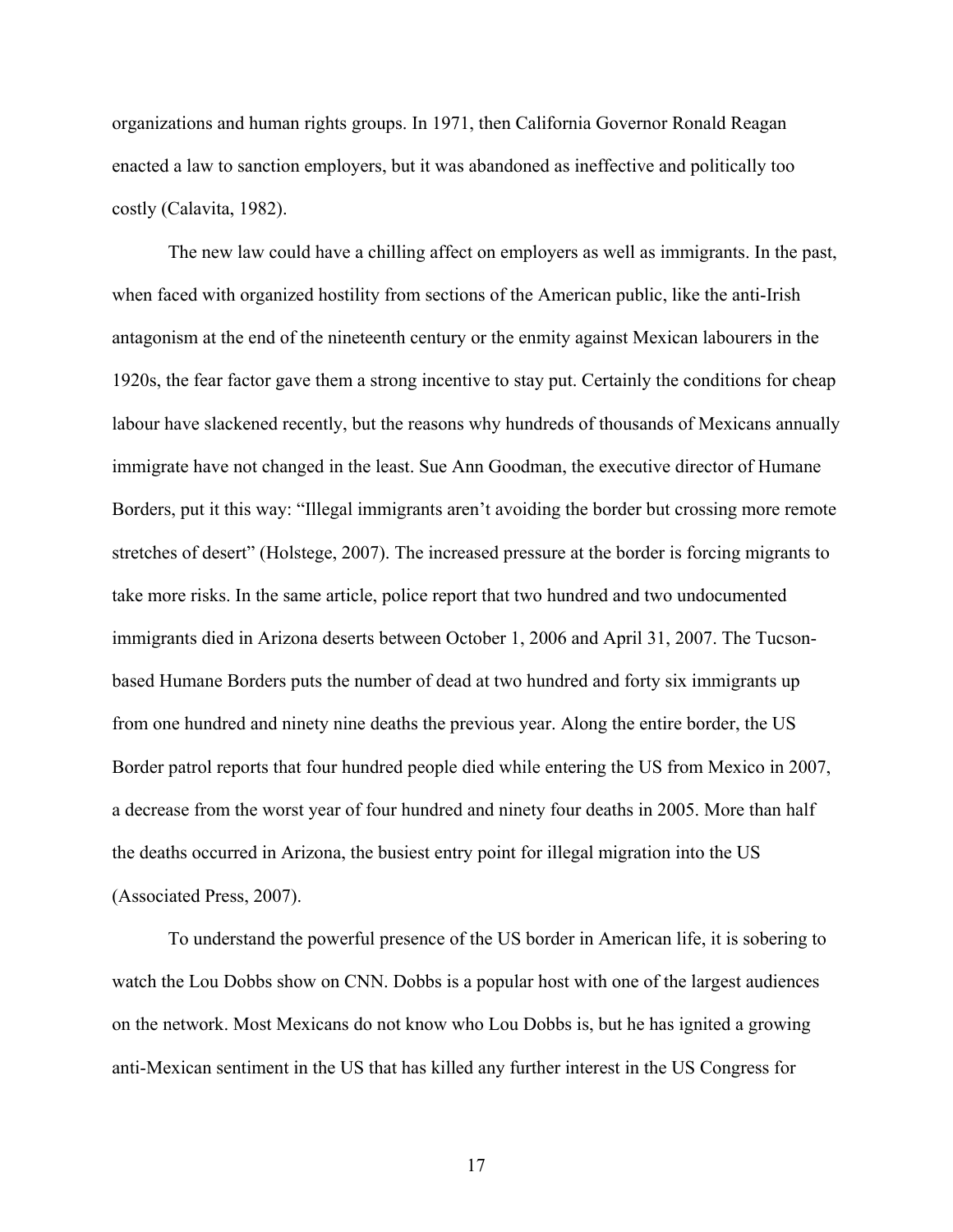organizations and human rights groups. In 1971, then California Governor Ronald Reagan enacted a law to sanction employers, but it was abandoned as ineffective and politically too costly (Calavita, 1982).

The new law could have a chilling affect on employers as well as immigrants. In the past, when faced with organized hostility from sections of the American public, like the anti-Irish antagonism at the end of the nineteenth century or the enmity against Mexican labourers in the 1920s, the fear factor gave them a strong incentive to stay put. Certainly the conditions for cheap labour have slackened recently, but the reasons why hundreds of thousands of Mexicans annually immigrate have not changed in the least. Sue Ann Goodman, the executive director of Humane Borders, put it this way: "Illegal immigrants aren't avoiding the border but crossing more remote stretches of desert" (Holstege, 2007). The increased pressure at the border is forcing migrants to take more risks. In the same article, police report that two hundred and two undocumented immigrants died in Arizona deserts between October 1, 2006 and April 31, 2007. The Tucson-based Humane Borders puts the number of dead at two hundred and forty six immigrants up from one hundred and ninety nine deaths the previous year. Along the entire border, the US Border patrol reports that four hundred people died while entering the US from Mexico in 2007, a decrease from the worst year of four hundred and ninety four deaths in 2005. More than half the deaths occurred in Arizona, the busiest entry point for illegal migration into the US (Associated Press, 2007).

To understand the powerful presence of the US border in American life, it is sobering to watch the Lou Dobbs show on CNN. Dobbs is a popular host with one of the largest audiences on the network. Most Mexicans do not know who Lou Dobbs is, but he has ignited a growing anti-Mexican sentiment in the US that has killed any further interest in the US Congress for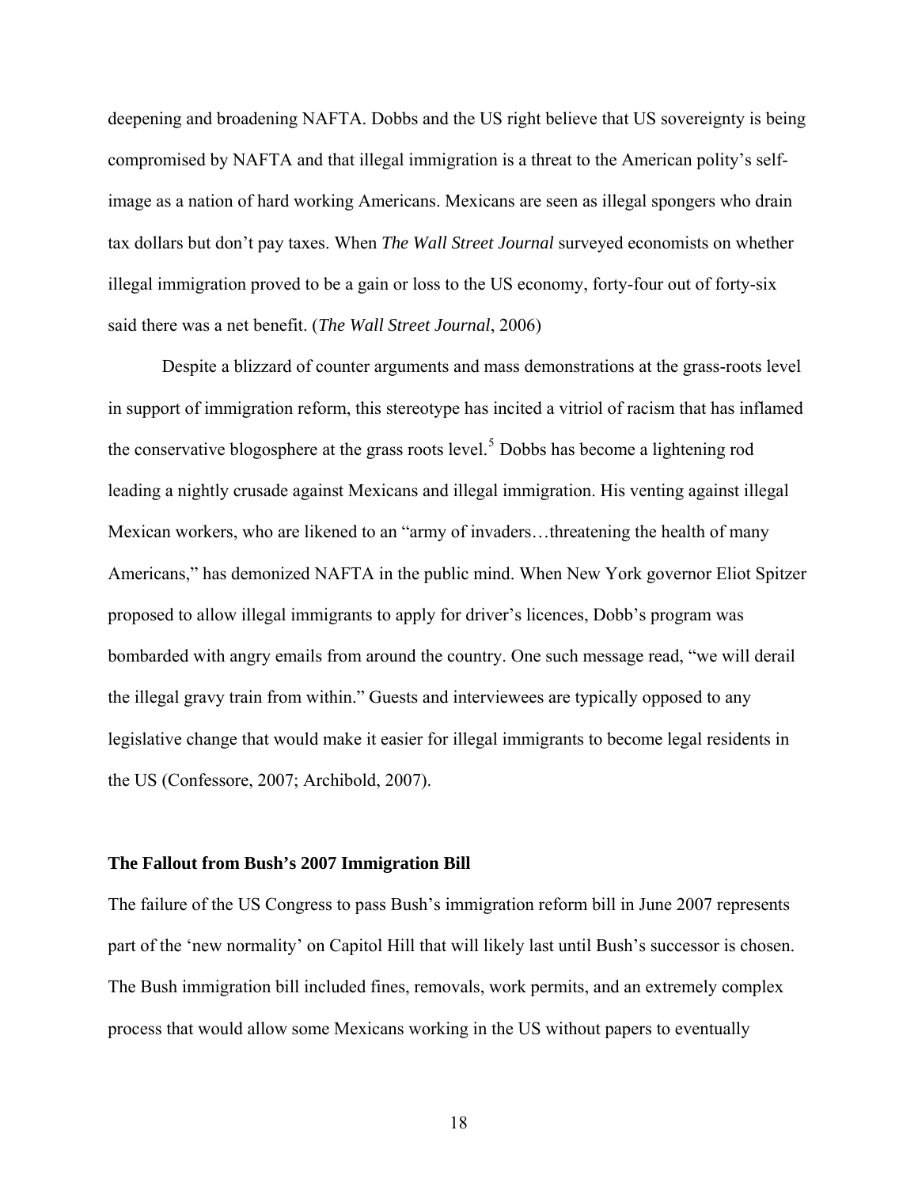deepening and broadening NAFTA. Dobbs and the US right believe that US sovereignty is being compromised by NAFTA and that illegal immigration is a threat to the American polity's self-image as a nation of hard working Americans. Mexicans are seen as illegal spongers who drain tax dollars but don't pay taxes. When *The Wall Street Journal* surveyed economists on whether illegal immigration proved to be a gain or loss to the US economy, forty-four out of forty-six said there was a net benefit. (*The Wall Street Journal*, 2006)

Despite a blizzard of counter arguments and mass demonstrations at the grass-roots level in support of immigration reform, this stereotype has incited a vitriol of racism that has inflamed the conservative blogosphere at the grass roots level.[5] Dobbs has become a lightening rod leading a nightly crusade against Mexicans and illegal immigration. His venting against illegal Mexican workers, who are likened to an "army of invaders…threatening the health of many Americans," has demonized NAFTA in the public mind. When New York governor Eliot Spitzer proposed to allow illegal immigrants to apply for driver's licences, Dobb's program was bombarded with angry emails from around the country. One such message read, "we will derail the illegal gravy train from within." Guests and interviewees are typically opposed to any legislative change that would make it easier for illegal immigrants to become legal residents in the US (Confessore, 2007; Archibold, 2007).

## The Fallout from Bush's 2007 Immigration Bill

The failure of the US Congress to pass Bush's immigration reform bill in June 2007 represents part of the 'new normality' on Capitol Hill that will likely last until Bush's successor is chosen. The Bush immigration bill included fines, removals, work permits, and an extremely complex process that would allow some Mexicans working in the US without papers to eventually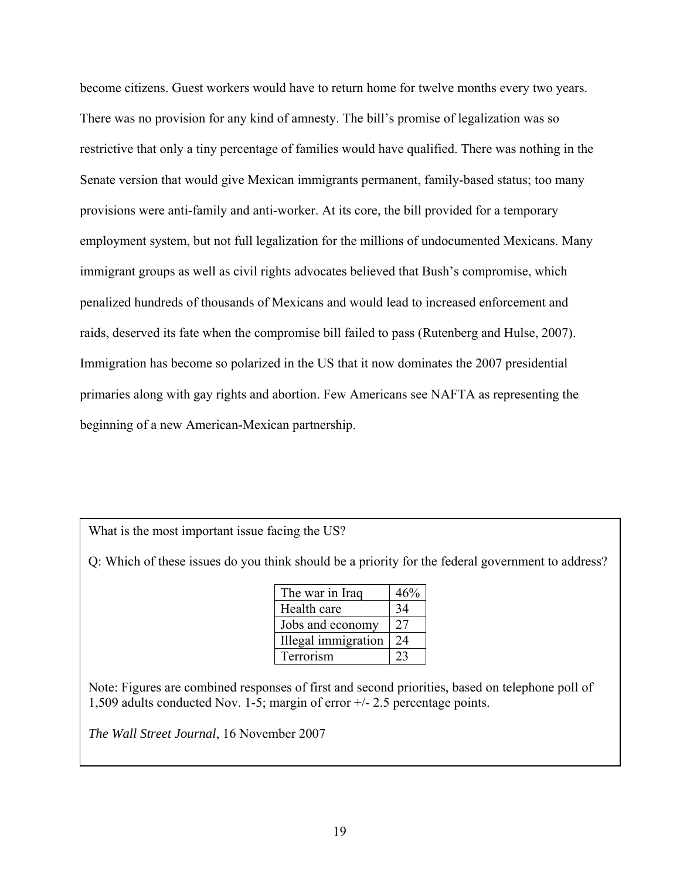become citizens. Guest workers would have to return home for twelve months every two years. There was no provision for any kind of amnesty. The bill's promise of legalization was so restrictive that only a tiny percentage of families would have qualified. There was nothing in the Senate version that would give Mexican immigrants permanent, family-based status; too many provisions were anti-family and anti-worker. At its core, the bill provided for a temporary employment system, but not full legalization for the millions of undocumented Mexicans. Many immigrant groups as well as civil rights advocates believed that Bush's compromise, which penalized hundreds of thousands of Mexicans and would lead to increased enforcement and raids, deserved its fate when the compromise bill failed to pass (Rutenberg and Hulse, 2007). Immigration has become so polarized in the US that it now dominates the 2007 presidential primaries along with gay rights and abortion. Few Americans see NAFTA as representing the beginning of a new American-Mexican partnership.

What is the most important issue facing the US?

Q: Which of these issues do you think should be a priority for the federal government to address?

| | |
|---|---|
| The war in Iraq | 46% |
| Health care | 34 |
| Jobs and economy | 27 |
| Illegal immigration | 24 |
| Terrorism | 23 |

Note: Figures are combined responses of first and second priorities, based on telephone poll of 1,509 adults conducted Nov. 1-5; margin of error +/- 2.5 percentage points.

*The Wall Street Journal*, 16 November 2007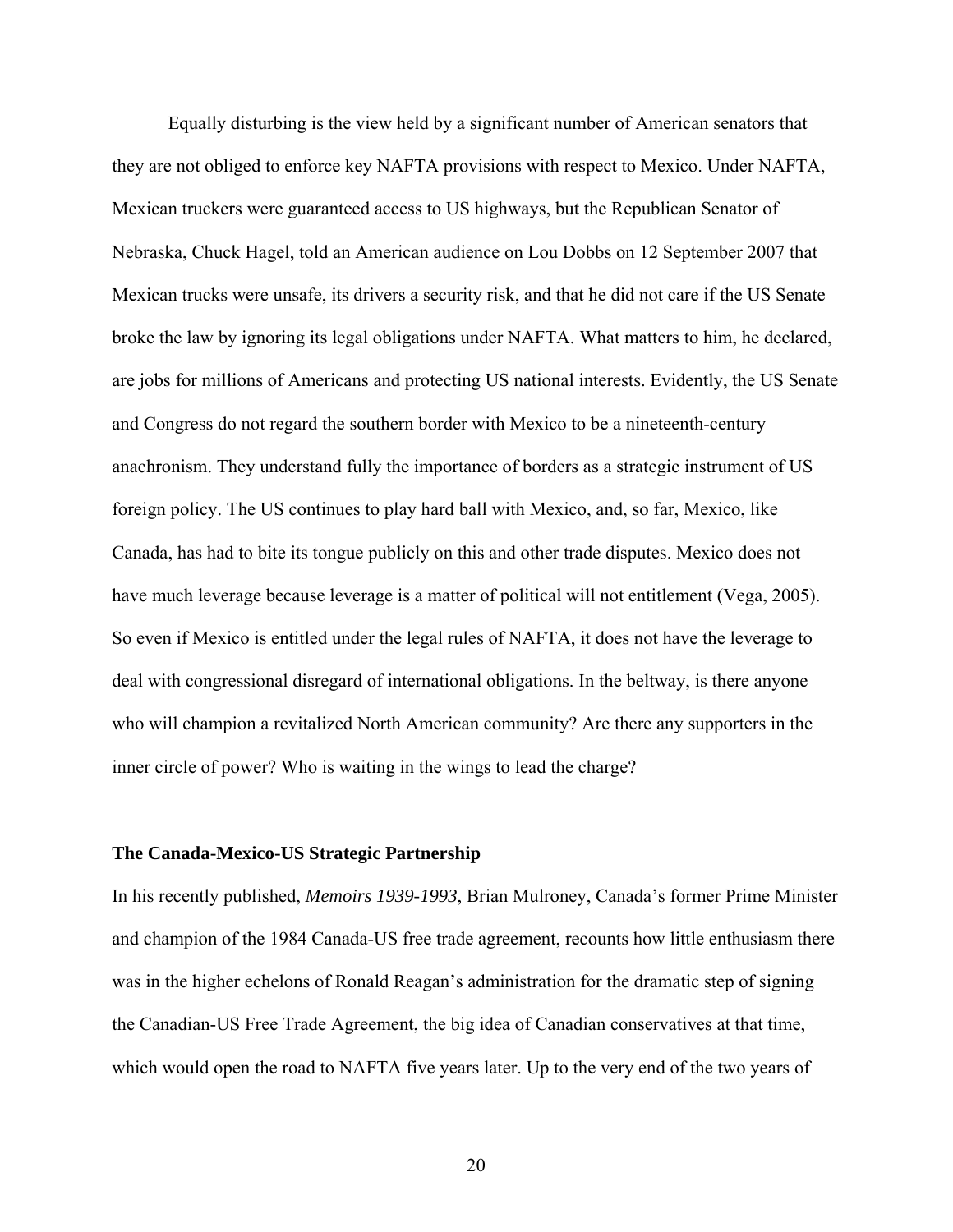Equally disturbing is the view held by a significant number of American senators that they are not obliged to enforce key NAFTA provisions with respect to Mexico. Under NAFTA, Mexican truckers were guaranteed access to US highways, but the Republican Senator of Nebraska, Chuck Hagel, told an American audience on Lou Dobbs on 12 September 2007 that Mexican trucks were unsafe, its drivers a security risk, and that he did not care if the US Senate broke the law by ignoring its legal obligations under NAFTA. What matters to him, he declared, are jobs for millions of Americans and protecting US national interests. Evidently, the US Senate and Congress do not regard the southern border with Mexico to be a nineteenth-century anachronism. They understand fully the importance of borders as a strategic instrument of US foreign policy. The US continues to play hard ball with Mexico, and, so far, Mexico, like Canada, has had to bite its tongue publicly on this and other trade disputes. Mexico does not have much leverage because leverage is a matter of political will not entitlement (Vega, 2005). So even if Mexico is entitled under the legal rules of NAFTA, it does not have the leverage to deal with congressional disregard of international obligations. In the beltway, is there anyone who will champion a revitalized North American community? Are there any supporters in the inner circle of power? Who is waiting in the wings to lead the charge?

### The Canada-Mexico-US Strategic Partnership

In his recently published, *Memoirs 1939-1993*, Brian Mulroney, Canada's former Prime Minister and champion of the 1984 Canada-US free trade agreement, recounts how little enthusiasm there was in the higher echelons of Ronald Reagan's administration for the dramatic step of signing the Canadian-US Free Trade Agreement, the big idea of Canadian conservatives at that time, which would open the road to NAFTA five years later. Up to the very end of the two years of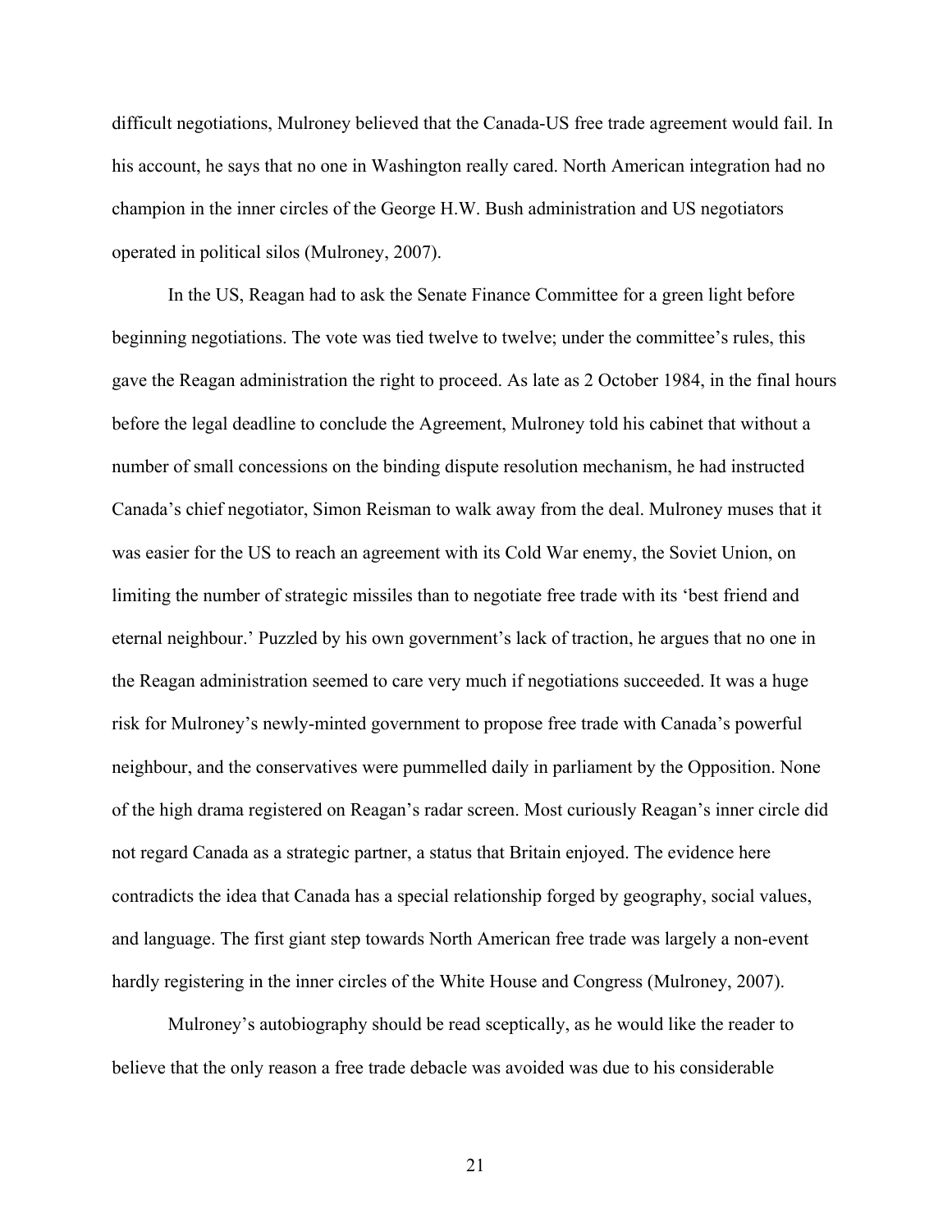difficult negotiations, Mulroney believed that the Canada-US free trade agreement would fail. In his account, he says that no one in Washington really cared. North American integration had no champion in the inner circles of the George H.W. Bush administration and US negotiators operated in political silos (Mulroney, 2007).

In the US, Reagan had to ask the Senate Finance Committee for a green light before beginning negotiations. The vote was tied twelve to twelve; under the committee's rules, this gave the Reagan administration the right to proceed. As late as 2 October 1984, in the final hours before the legal deadline to conclude the Agreement, Mulroney told his cabinet that without a number of small concessions on the binding dispute resolution mechanism, he had instructed Canada's chief negotiator, Simon Reisman to walk away from the deal. Mulroney muses that it was easier for the US to reach an agreement with its Cold War enemy, the Soviet Union, on limiting the number of strategic missiles than to negotiate free trade with its 'best friend and eternal neighbour.' Puzzled by his own government's lack of traction, he argues that no one in the Reagan administration seemed to care very much if negotiations succeeded. It was a huge risk for Mulroney's newly-minted government to propose free trade with Canada's powerful neighbour, and the conservatives were pummelled daily in parliament by the Opposition. None of the high drama registered on Reagan's radar screen. Most curiously Reagan's inner circle did not regard Canada as a strategic partner, a status that Britain enjoyed. The evidence here contradicts the idea that Canada has a special relationship forged by geography, social values, and language. The first giant step towards North American free trade was largely a non-event hardly registering in the inner circles of the White House and Congress (Mulroney, 2007).

Mulroney's autobiography should be read sceptically, as he would like the reader to believe that the only reason a free trade debacle was avoided was due to his considerable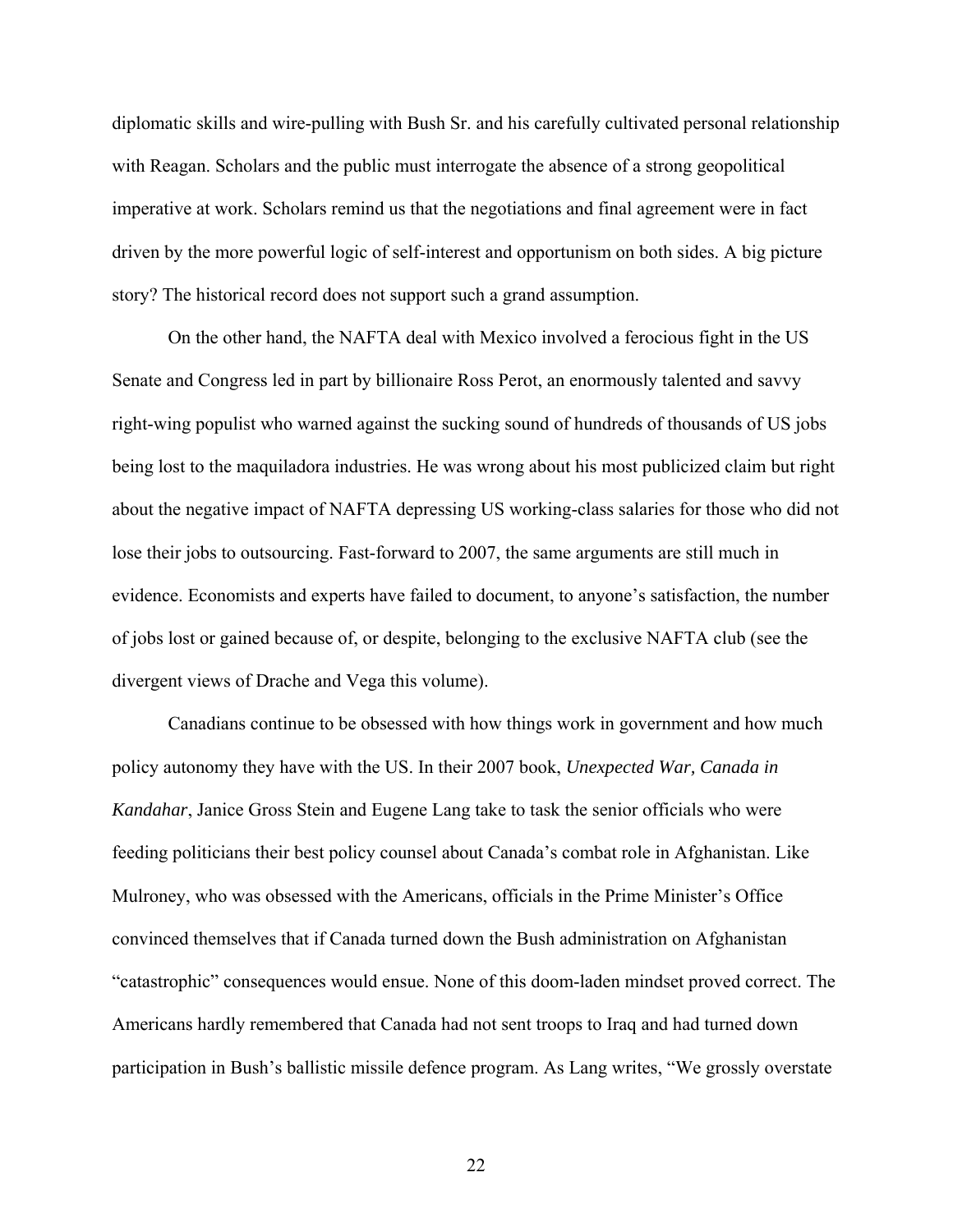diplomatic skills and wire-pulling with Bush Sr. and his carefully cultivated personal relationship with Reagan. Scholars and the public must interrogate the absence of a strong geopolitical imperative at work. Scholars remind us that the negotiations and final agreement were in fact driven by the more powerful logic of self-interest and opportunism on both sides. A big picture story? The historical record does not support such a grand assumption.

On the other hand, the NAFTA deal with Mexico involved a ferocious fight in the US Senate and Congress led in part by billionaire Ross Perot, an enormously talented and savvy right-wing populist who warned against the sucking sound of hundreds of thousands of US jobs being lost to the maquiladora industries. He was wrong about his most publicized claim but right about the negative impact of NAFTA depressing US working-class salaries for those who did not lose their jobs to outsourcing. Fast-forward to 2007, the same arguments are still much in evidence. Economists and experts have failed to document, to anyone's satisfaction, the number of jobs lost or gained because of, or despite, belonging to the exclusive NAFTA club (see the divergent views of Drache and Vega this volume).

Canadians continue to be obsessed with how things work in government and how much policy autonomy they have with the US. In their 2007 book, *Unexpected War, Canada in Kandahar*, Janice Gross Stein and Eugene Lang take to task the senior officials who were feeding politicians their best policy counsel about Canada's combat role in Afghanistan. Like Mulroney, who was obsessed with the Americans, officials in the Prime Minister's Office convinced themselves that if Canada turned down the Bush administration on Afghanistan "catastrophic" consequences would ensue. None of this doom-laden mindset proved correct. The Americans hardly remembered that Canada had not sent troops to Iraq and had turned down participation in Bush's ballistic missile defence program. As Lang writes, "We grossly overstate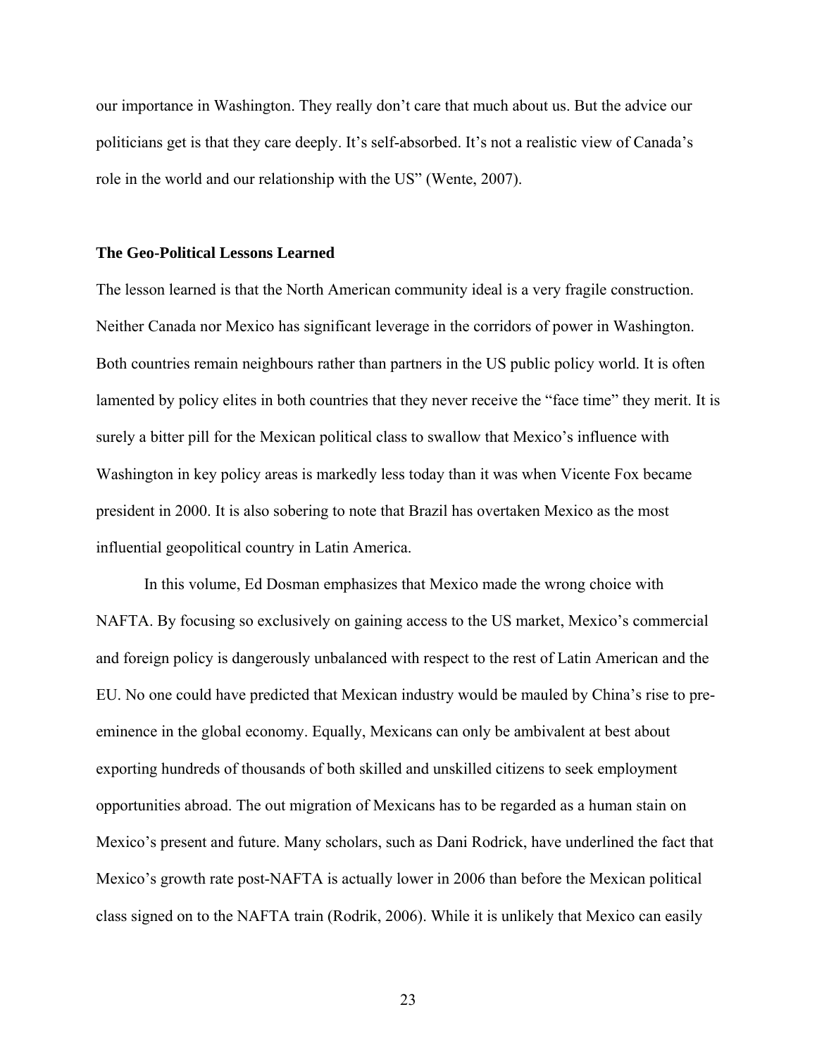our importance in Washington. They really don't care that much about us. But the advice our politicians get is that they care deeply. It's self-absorbed. It's not a realistic view of Canada's role in the world and our relationship with the US" (Wente, 2007).

**The Geo-Political Lessons Learned**

The lesson learned is that the North American community ideal is a very fragile construction. Neither Canada nor Mexico has significant leverage in the corridors of power in Washington. Both countries remain neighbours rather than partners in the US public policy world. It is often lamented by policy elites in both countries that they never receive the "face time" they merit. It is surely a bitter pill for the Mexican political class to swallow that Mexico's influence with Washington in key policy areas is markedly less today than it was when Vicente Fox became president in 2000. It is also sobering to note that Brazil has overtaken Mexico as the most influential geopolitical country in Latin America.

In this volume, Ed Dosman emphasizes that Mexico made the wrong choice with NAFTA. By focusing so exclusively on gaining access to the US market, Mexico's commercial and foreign policy is dangerously unbalanced with respect to the rest of Latin American and the EU. No one could have predicted that Mexican industry would be mauled by China's rise to pre-eminence in the global economy. Equally, Mexicans can only be ambivalent at best about exporting hundreds of thousands of both skilled and unskilled citizens to seek employment opportunities abroad. The out migration of Mexicans has to be regarded as a human stain on Mexico's present and future. Many scholars, such as Dani Rodrick, have underlined the fact that Mexico's growth rate post-NAFTA is actually lower in 2006 than before the Mexican political class signed on to the NAFTA train (Rodrik, 2006). While it is unlikely that Mexico can easily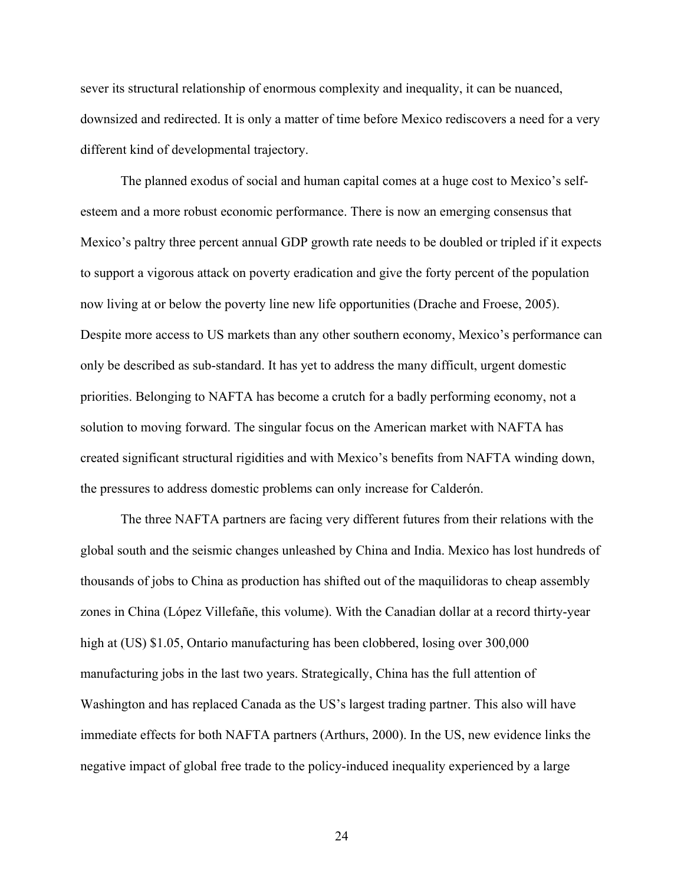sever its structural relationship of enormous complexity and inequality, it can be nuanced, downsized and redirected. It is only a matter of time before Mexico rediscovers a need for a very different kind of developmental trajectory.

The planned exodus of social and human capital comes at a huge cost to Mexico's self-esteem and a more robust economic performance. There is now an emerging consensus that Mexico's paltry three percent annual GDP growth rate needs to be doubled or tripled if it expects to support a vigorous attack on poverty eradication and give the forty percent of the population now living at or below the poverty line new life opportunities (Drache and Froese, 2005). Despite more access to US markets than any other southern economy, Mexico's performance can only be described as sub-standard. It has yet to address the many difficult, urgent domestic priorities. Belonging to NAFTA has become a crutch for a badly performing economy, not a solution to moving forward. The singular focus on the American market with NAFTA has created significant structural rigidities and with Mexico's benefits from NAFTA winding down, the pressures to address domestic problems can only increase for Calderón.

The three NAFTA partners are facing very different futures from their relations with the global south and the seismic changes unleashed by China and India. Mexico has lost hundreds of thousands of jobs to China as production has shifted out of the maquilidoras to cheap assembly zones in China (López Villefañe, this volume). With the Canadian dollar at a record thirty-year high at (US) $1.05, Ontario manufacturing has been clobbered, losing over 300,000 manufacturing jobs in the last two years. Strategically, China has the full attention of Washington and has replaced Canada as the US's largest trading partner. This also will have immediate effects for both NAFTA partners (Arthurs, 2000). In the US, new evidence links the negative impact of global free trade to the policy-induced inequality experienced by a large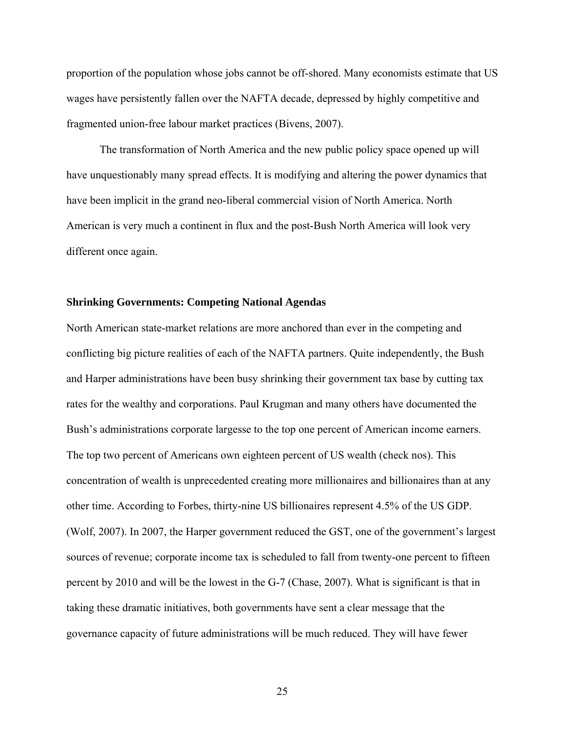proportion of the population whose jobs cannot be off-shored. Many economists estimate that US wages have persistently fallen over the NAFTA decade, depressed by highly competitive and fragmented union-free labour market practices (Bivens, 2007).

The transformation of North America and the new public policy space opened up will have unquestionably many spread effects. It is modifying and altering the power dynamics that have been implicit in the grand neo-liberal commercial vision of North America. North American is very much a continent in flux and the post-Bush North America will look very different once again.

**Shrinking Governments: Competing National Agendas**

North American state-market relations are more anchored than ever in the competing and conflicting big picture realities of each of the NAFTA partners. Quite independently, the Bush and Harper administrations have been busy shrinking their government tax base by cutting tax rates for the wealthy and corporations. Paul Krugman and many others have documented the Bush's administrations corporate largesse to the top one percent of American income earners. The top two percent of Americans own eighteen percent of US wealth (check nos). This concentration of wealth is unprecedented creating more millionaires and billionaires than at any other time. According to Forbes, thirty-nine US billionaires represent 4.5% of the US GDP. (Wolf, 2007). In 2007, the Harper government reduced the GST, one of the government's largest sources of revenue; corporate income tax is scheduled to fall from twenty-one percent to fifteen percent by 2010 and will be the lowest in the G-7 (Chase, 2007). What is significant is that in taking these dramatic initiatives, both governments have sent a clear message that the governance capacity of future administrations will be much reduced. They will have fewer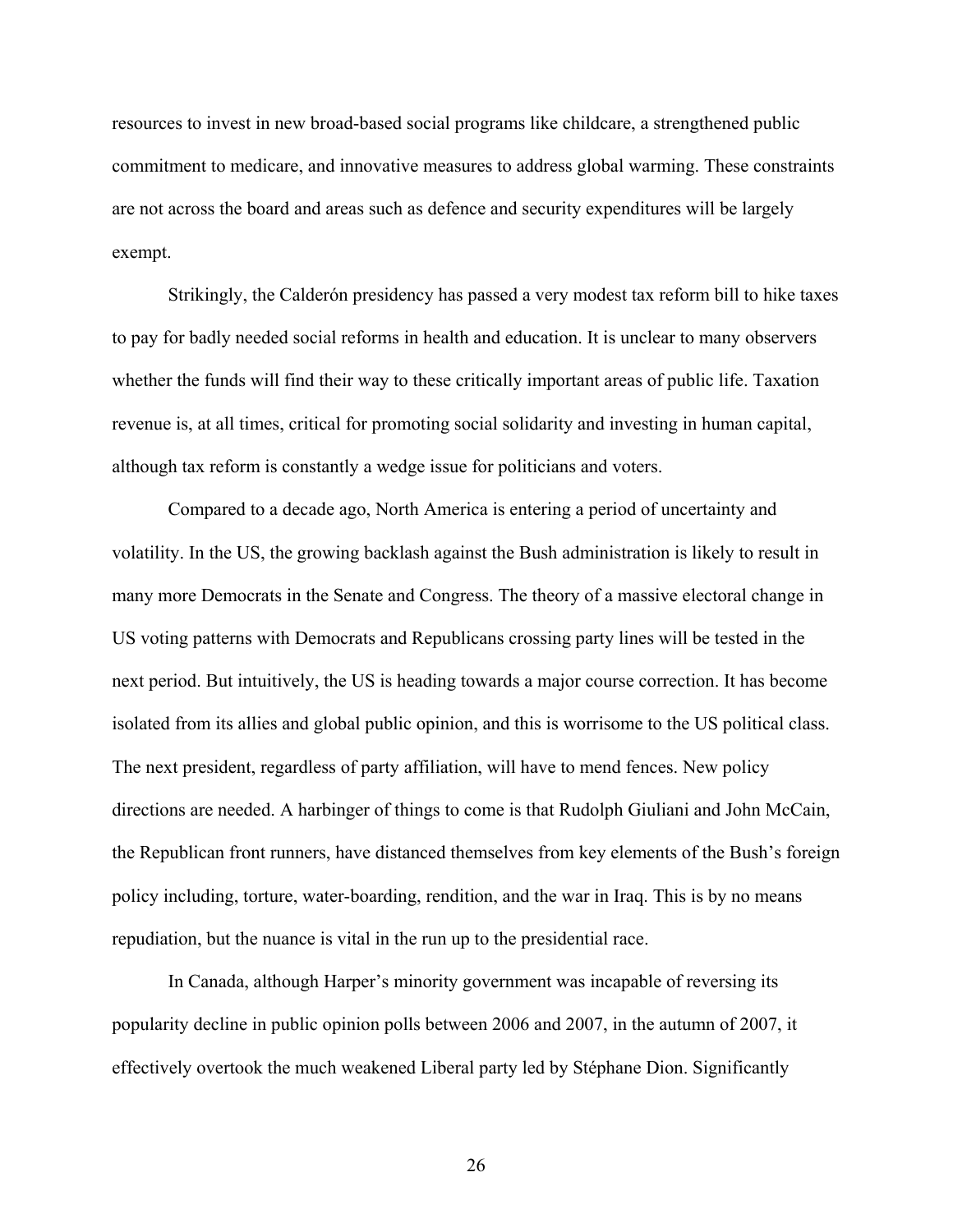resources to invest in new broad-based social programs like childcare, a strengthened public commitment to medicare, and innovative measures to address global warming. These constraints are not across the board and areas such as defence and security expenditures will be largely exempt.

Strikingly, the Calderón presidency has passed a very modest tax reform bill to hike taxes to pay for badly needed social reforms in health and education. It is unclear to many observers whether the funds will find their way to these critically important areas of public life. Taxation revenue is, at all times, critical for promoting social solidarity and investing in human capital, although tax reform is constantly a wedge issue for politicians and voters.

Compared to a decade ago, North America is entering a period of uncertainty and volatility. In the US, the growing backlash against the Bush administration is likely to result in many more Democrats in the Senate and Congress. The theory of a massive electoral change in US voting patterns with Democrats and Republicans crossing party lines will be tested in the next period. But intuitively, the US is heading towards a major course correction. It has become isolated from its allies and global public opinion, and this is worrisome to the US political class. The next president, regardless of party affiliation, will have to mend fences. New policy directions are needed. A harbinger of things to come is that Rudolph Giuliani and John McCain, the Republican front runners, have distanced themselves from key elements of the Bush's foreign policy including, torture, water-boarding, rendition, and the war in Iraq. This is by no means repudiation, but the nuance is vital in the run up to the presidential race.

In Canada, although Harper's minority government was incapable of reversing its popularity decline in public opinion polls between 2006 and 2007, in the autumn of 2007, it effectively overtook the much weakened Liberal party led by Stéphane Dion. Significantly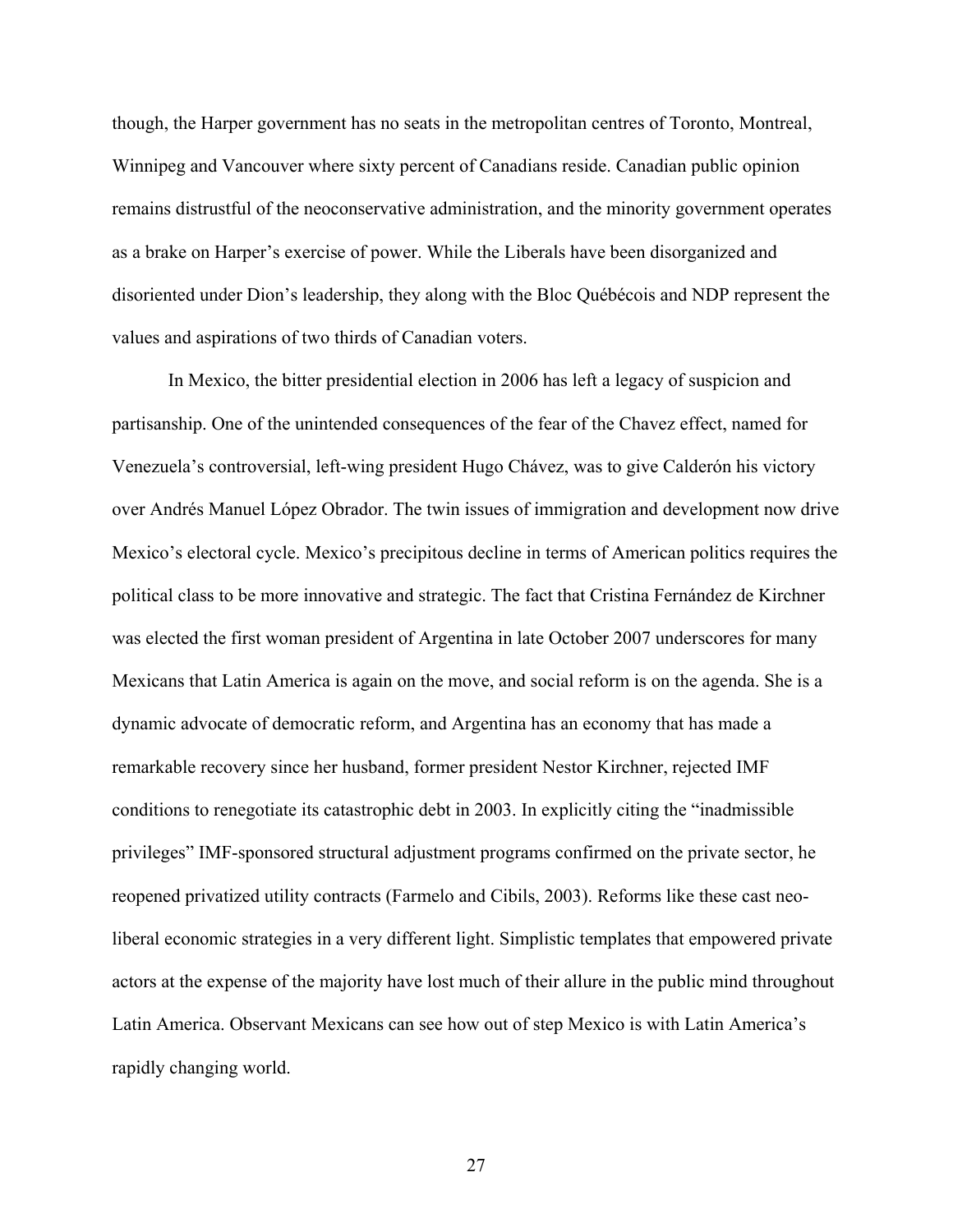though, the Harper government has no seats in the metropolitan centres of Toronto, Montreal, Winnipeg and Vancouver where sixty percent of Canadians reside. Canadian public opinion remains distrustful of the neoconservative administration, and the minority government operates as a brake on Harper's exercise of power. While the Liberals have been disorganized and disoriented under Dion's leadership, they along with the Bloc Québécois and NDP represent the values and aspirations of two thirds of Canadian voters.

In Mexico, the bitter presidential election in 2006 has left a legacy of suspicion and partisanship. One of the unintended consequences of the fear of the Chavez effect, named for Venezuela's controversial, left-wing president Hugo Chávez, was to give Calderón his victory over Andrés Manuel López Obrador. The twin issues of immigration and development now drive Mexico's electoral cycle. Mexico's precipitous decline in terms of American politics requires the political class to be more innovative and strategic. The fact that Cristina Fernández de Kirchner was elected the first woman president of Argentina in late October 2007 underscores for many Mexicans that Latin America is again on the move, and social reform is on the agenda. She is a dynamic advocate of democratic reform, and Argentina has an economy that has made a remarkable recovery since her husband, former president Nestor Kirchner, rejected IMF conditions to renegotiate its catastrophic debt in 2003. In explicitly citing the "inadmissible privileges" IMF-sponsored structural adjustment programs confirmed on the private sector, he reopened privatized utility contracts (Farmelo and Cibils, 2003). Reforms like these cast neo-liberal economic strategies in a very different light. Simplistic templates that empowered private actors at the expense of the majority have lost much of their allure in the public mind throughout Latin America. Observant Mexicans can see how out of step Mexico is with Latin America's rapidly changing world.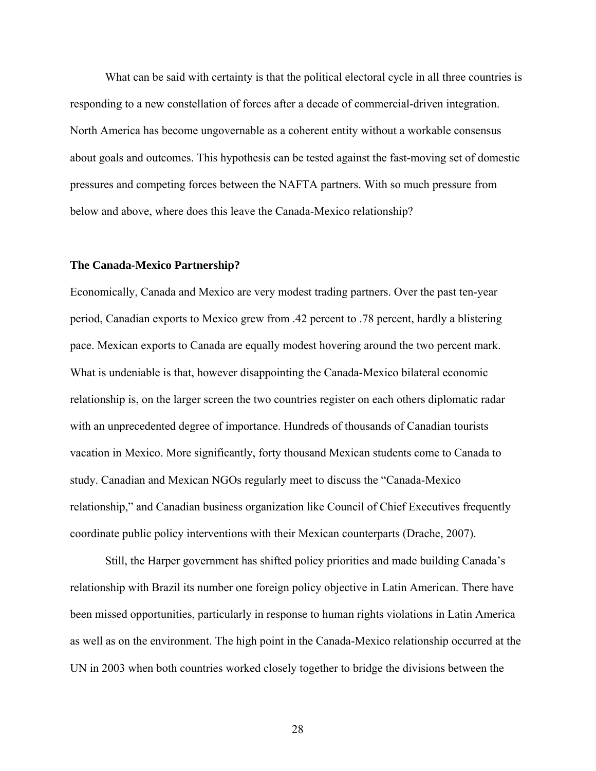What can be said with certainty is that the political electoral cycle in all three countries is responding to a new constellation of forces after a decade of commercial-driven integration. North America has become ungovernable as a coherent entity without a workable consensus about goals and outcomes. This hypothesis can be tested against the fast-moving set of domestic pressures and competing forces between the NAFTA partners. With so much pressure from below and above, where does this leave the Canada-Mexico relationship?

**The Canada-Mexico Partnership?**

Economically, Canada and Mexico are very modest trading partners. Over the past ten-year period, Canadian exports to Mexico grew from .42 percent to .78 percent, hardly a blistering pace. Mexican exports to Canada are equally modest hovering around the two percent mark. What is undeniable is that, however disappointing the Canada-Mexico bilateral economic relationship is, on the larger screen the two countries register on each others diplomatic radar with an unprecedented degree of importance. Hundreds of thousands of Canadian tourists vacation in Mexico. More significantly, forty thousand Mexican students come to Canada to study. Canadian and Mexican NGOs regularly meet to discuss the "Canada-Mexico relationship," and Canadian business organization like Council of Chief Executives frequently coordinate public policy interventions with their Mexican counterparts (Drache, 2007).

Still, the Harper government has shifted policy priorities and made building Canada's relationship with Brazil its number one foreign policy objective in Latin American. There have been missed opportunities, particularly in response to human rights violations in Latin America as well as on the environment. The high point in the Canada-Mexico relationship occurred at the UN in 2003 when both countries worked closely together to bridge the divisions between the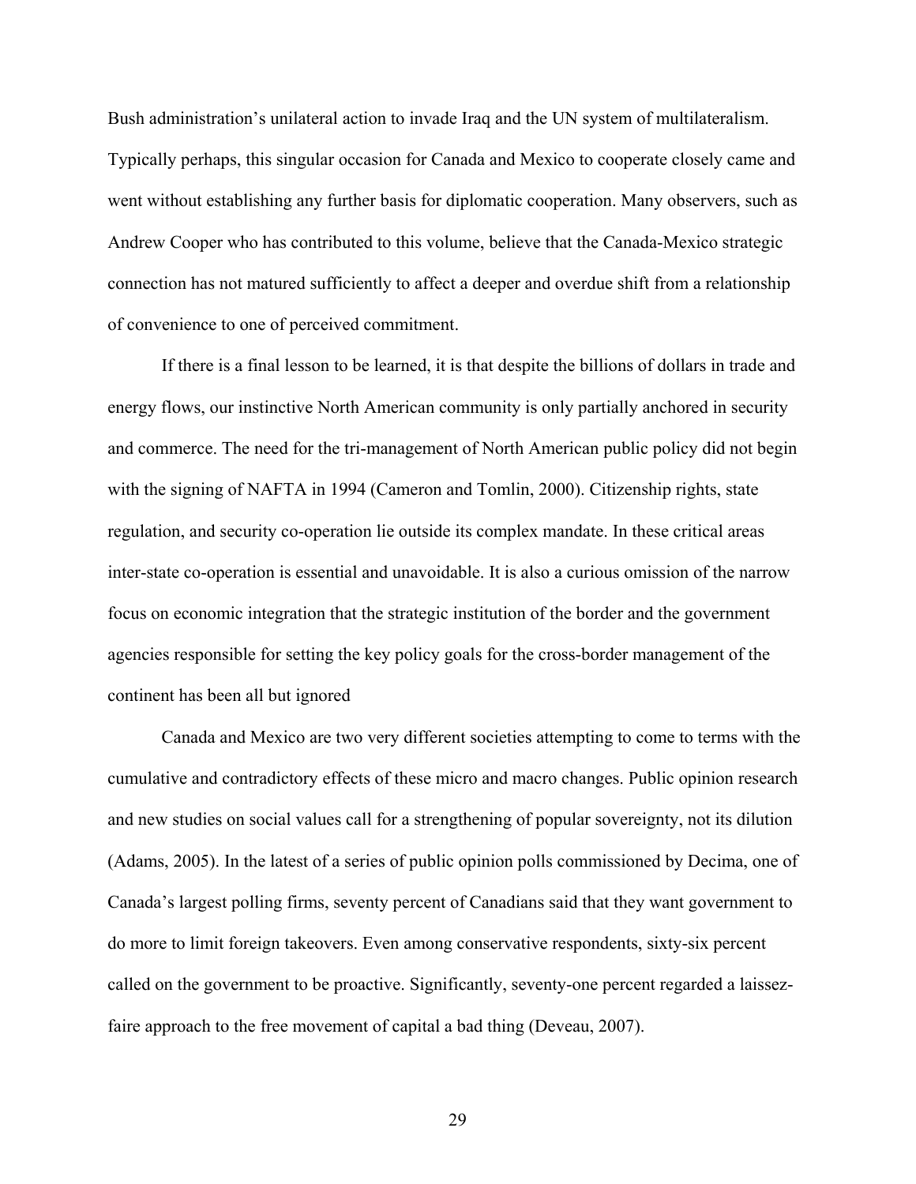Bush administration's unilateral action to invade Iraq and the UN system of multilateralism. Typically perhaps, this singular occasion for Canada and Mexico to cooperate closely came and went without establishing any further basis for diplomatic cooperation. Many observers, such as Andrew Cooper who has contributed to this volume, believe that the Canada-Mexico strategic connection has not matured sufficiently to affect a deeper and overdue shift from a relationship of convenience to one of perceived commitment.

If there is a final lesson to be learned, it is that despite the billions of dollars in trade and energy flows, our instinctive North American community is only partially anchored in security and commerce. The need for the tri-management of North American public policy did not begin with the signing of NAFTA in 1994 (Cameron and Tomlin, 2000). Citizenship rights, state regulation, and security co-operation lie outside its complex mandate. In these critical areas inter-state co-operation is essential and unavoidable. It is also a curious omission of the narrow focus on economic integration that the strategic institution of the border and the government agencies responsible for setting the key policy goals for the cross-border management of the continent has been all but ignored

Canada and Mexico are two very different societies attempting to come to terms with the cumulative and contradictory effects of these micro and macro changes. Public opinion research and new studies on social values call for a strengthening of popular sovereignty, not its dilution (Adams, 2005). In the latest of a series of public opinion polls commissioned by Decima, one of Canada's largest polling firms, seventy percent of Canadians said that they want government to do more to limit foreign takeovers. Even among conservative respondents, sixty-six percent called on the government to be proactive. Significantly, seventy-one percent regarded a laissez-faire approach to the free movement of capital a bad thing (Deveau, 2007).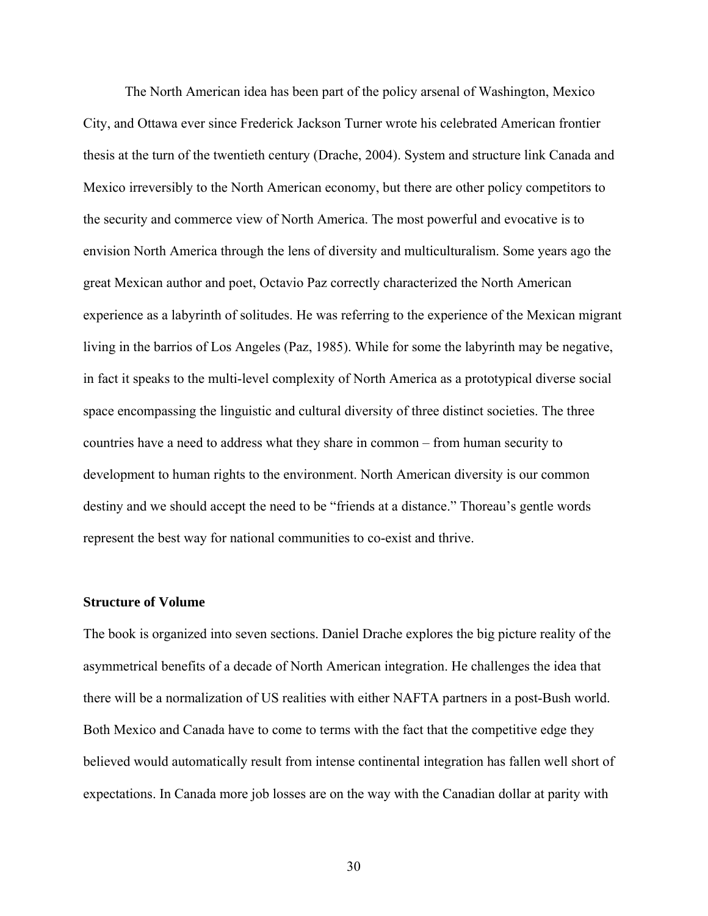The North American idea has been part of the policy arsenal of Washington, Mexico City, and Ottawa ever since Frederick Jackson Turner wrote his celebrated American frontier thesis at the turn of the twentieth century (Drache, 2004). System and structure link Canada and Mexico irreversibly to the North American economy, but there are other policy competitors to the security and commerce view of North America. The most powerful and evocative is to envision North America through the lens of diversity and multiculturalism. Some years ago the great Mexican author and poet, Octavio Paz correctly characterized the North American experience as a labyrinth of solitudes. He was referring to the experience of the Mexican migrant living in the barrios of Los Angeles (Paz, 1985). While for some the labyrinth may be negative, in fact it speaks to the multi-level complexity of North America as a prototypical diverse social space encompassing the linguistic and cultural diversity of three distinct societies. The three countries have a need to address what they share in common – from human security to development to human rights to the environment. North American diversity is our common destiny and we should accept the need to be "friends at a distance." Thoreau's gentle words represent the best way for national communities to co-exist and thrive.

**Structure of Volume**

The book is organized into seven sections. Daniel Drache explores the big picture reality of the asymmetrical benefits of a decade of North American integration. He challenges the idea that there will be a normalization of US realities with either NAFTA partners in a post-Bush world. Both Mexico and Canada have to come to terms with the fact that the competitive edge they believed would automatically result from intense continental integration has fallen well short of expectations. In Canada more job losses are on the way with the Canadian dollar at parity with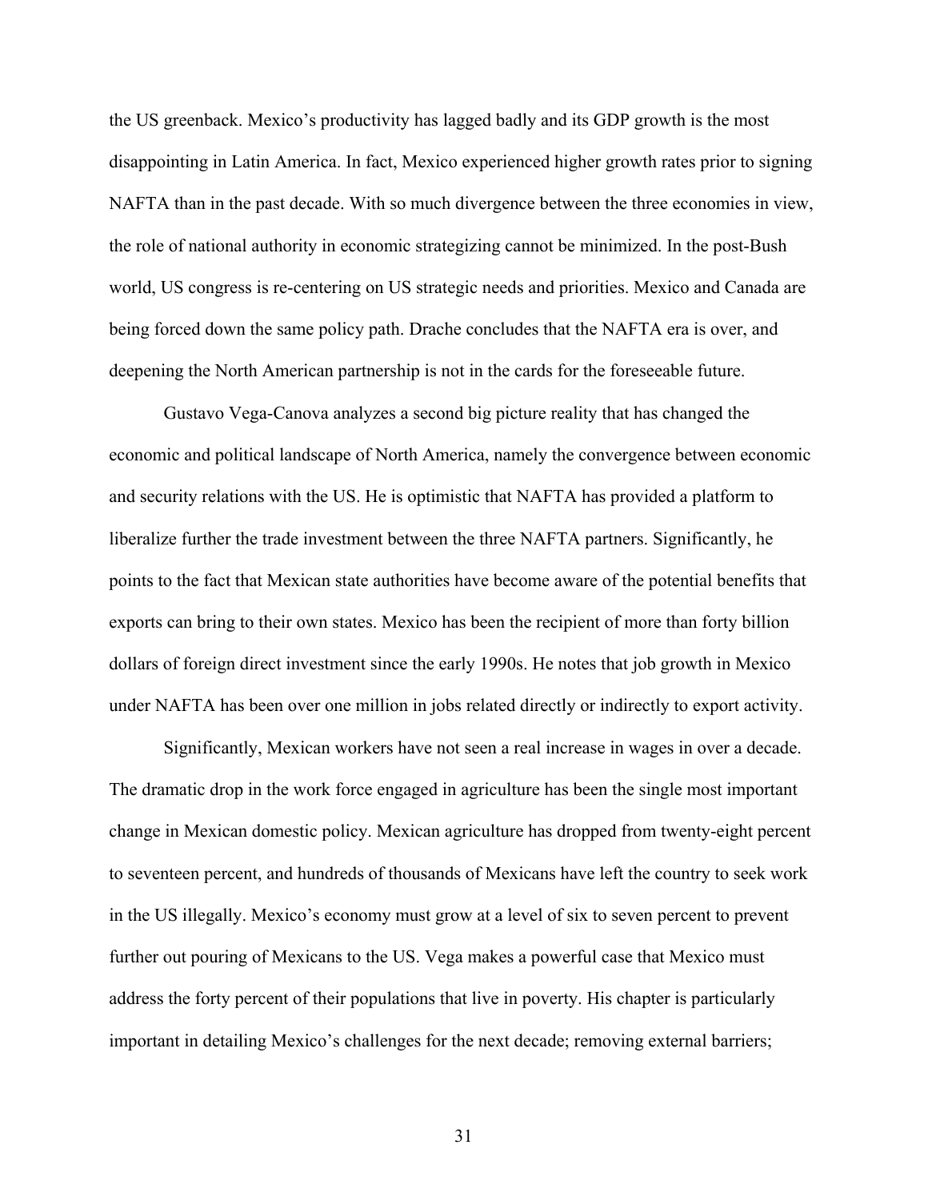the US greenback. Mexico's productivity has lagged badly and its GDP growth is the most disappointing in Latin America. In fact, Mexico experienced higher growth rates prior to signing NAFTA than in the past decade. With so much divergence between the three economies in view, the role of national authority in economic strategizing cannot be minimized. In the post-Bush world, US congress is re-centering on US strategic needs and priorities. Mexico and Canada are being forced down the same policy path. Drache concludes that the NAFTA era is over, and deepening the North American partnership is not in the cards for the foreseeable future.

Gustavo Vega-Canova analyzes a second big picture reality that has changed the economic and political landscape of North America, namely the convergence between economic and security relations with the US. He is optimistic that NAFTA has provided a platform to liberalize further the trade investment between the three NAFTA partners. Significantly, he points to the fact that Mexican state authorities have become aware of the potential benefits that exports can bring to their own states. Mexico has been the recipient of more than forty billion dollars of foreign direct investment since the early 1990s. He notes that job growth in Mexico under NAFTA has been over one million in jobs related directly or indirectly to export activity.

Significantly, Mexican workers have not seen a real increase in wages in over a decade. The dramatic drop in the work force engaged in agriculture has been the single most important change in Mexican domestic policy. Mexican agriculture has dropped from twenty-eight percent to seventeen percent, and hundreds of thousands of Mexicans have left the country to seek work in the US illegally. Mexico's economy must grow at a level of six to seven percent to prevent further out pouring of Mexicans to the US. Vega makes a powerful case that Mexico must address the forty percent of their populations that live in poverty. His chapter is particularly important in detailing Mexico's challenges for the next decade; removing external barriers;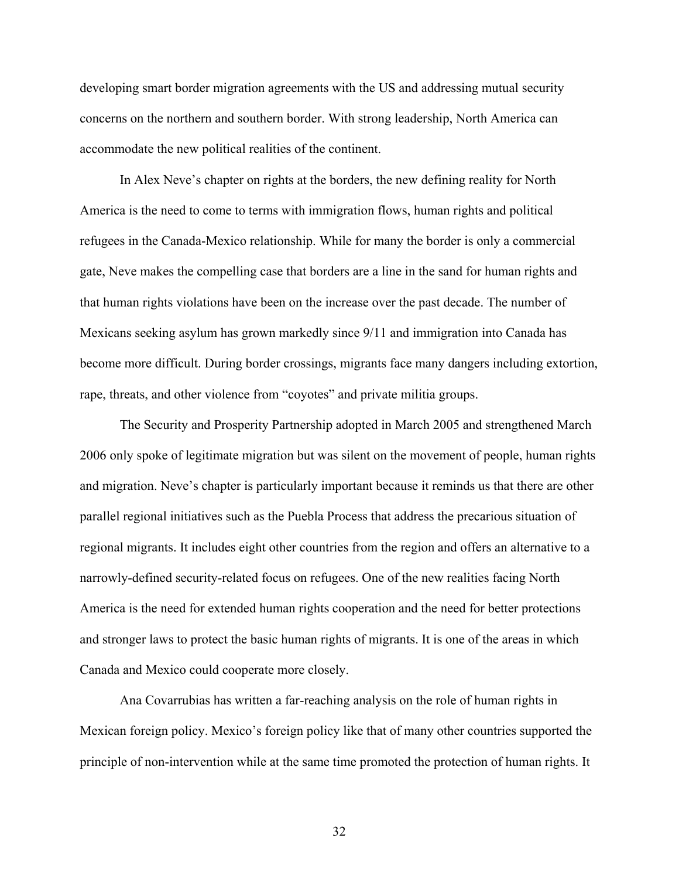developing smart border migration agreements with the US and addressing mutual security concerns on the northern and southern border. With strong leadership, North America can accommodate the new political realities of the continent.

In Alex Neve's chapter on rights at the borders, the new defining reality for North America is the need to come to terms with immigration flows, human rights and political refugees in the Canada-Mexico relationship. While for many the border is only a commercial gate, Neve makes the compelling case that borders are a line in the sand for human rights and that human rights violations have been on the increase over the past decade. The number of Mexicans seeking asylum has grown markedly since 9/11 and immigration into Canada has become more difficult. During border crossings, migrants face many dangers including extortion, rape, threats, and other violence from "coyotes" and private militia groups.

The Security and Prosperity Partnership adopted in March 2005 and strengthened March 2006 only spoke of legitimate migration but was silent on the movement of people, human rights and migration. Neve's chapter is particularly important because it reminds us that there are other parallel regional initiatives such as the Puebla Process that address the precarious situation of regional migrants. It includes eight other countries from the region and offers an alternative to a narrowly-defined security-related focus on refugees. One of the new realities facing North America is the need for extended human rights cooperation and the need for better protections and stronger laws to protect the basic human rights of migrants. It is one of the areas in which Canada and Mexico could cooperate more closely.

Ana Covarrubias has written a far-reaching analysis on the role of human rights in Mexican foreign policy. Mexico's foreign policy like that of many other countries supported the principle of non-intervention while at the same time promoted the protection of human rights. It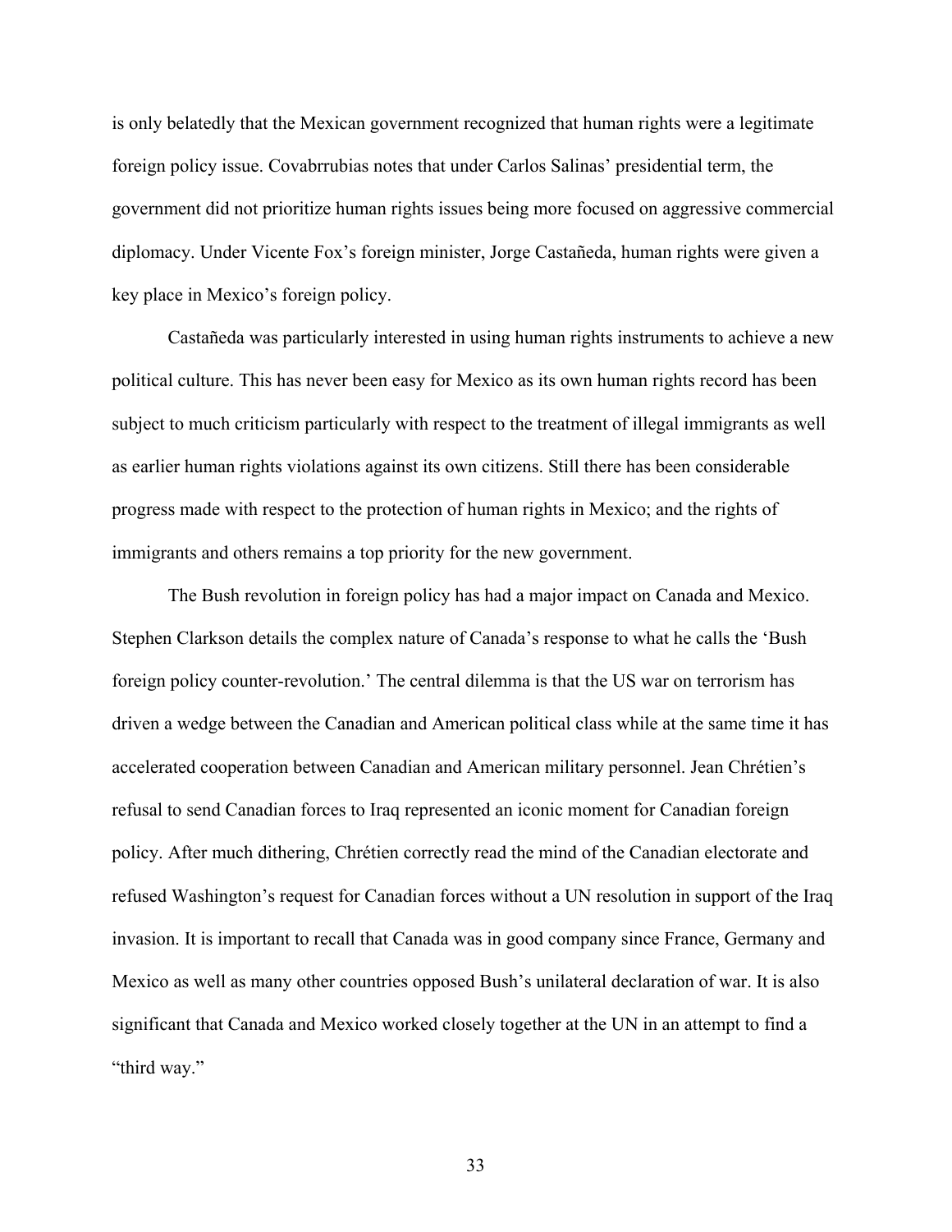is only belatedly that the Mexican government recognized that human rights were a legitimate foreign policy issue. Covabrrubias notes that under Carlos Salinas' presidential term, the government did not prioritize human rights issues being more focused on aggressive commercial diplomacy. Under Vicente Fox's foreign minister, Jorge Castañeda, human rights were given a key place in Mexico's foreign policy.

Castañeda was particularly interested in using human rights instruments to achieve a new political culture. This has never been easy for Mexico as its own human rights record has been subject to much criticism particularly with respect to the treatment of illegal immigrants as well as earlier human rights violations against its own citizens. Still there has been considerable progress made with respect to the protection of human rights in Mexico; and the rights of immigrants and others remains a top priority for the new government.

The Bush revolution in foreign policy has had a major impact on Canada and Mexico. Stephen Clarkson details the complex nature of Canada's response to what he calls the 'Bush foreign policy counter-revolution.' The central dilemma is that the US war on terrorism has driven a wedge between the Canadian and American political class while at the same time it has accelerated cooperation between Canadian and American military personnel. Jean Chrétien's refusal to send Canadian forces to Iraq represented an iconic moment for Canadian foreign policy. After much dithering, Chrétien correctly read the mind of the Canadian electorate and refused Washington's request for Canadian forces without a UN resolution in support of the Iraq invasion. It is important to recall that Canada was in good company since France, Germany and Mexico as well as many other countries opposed Bush's unilateral declaration of war. It is also significant that Canada and Mexico worked closely together at the UN in an attempt to find a "third way."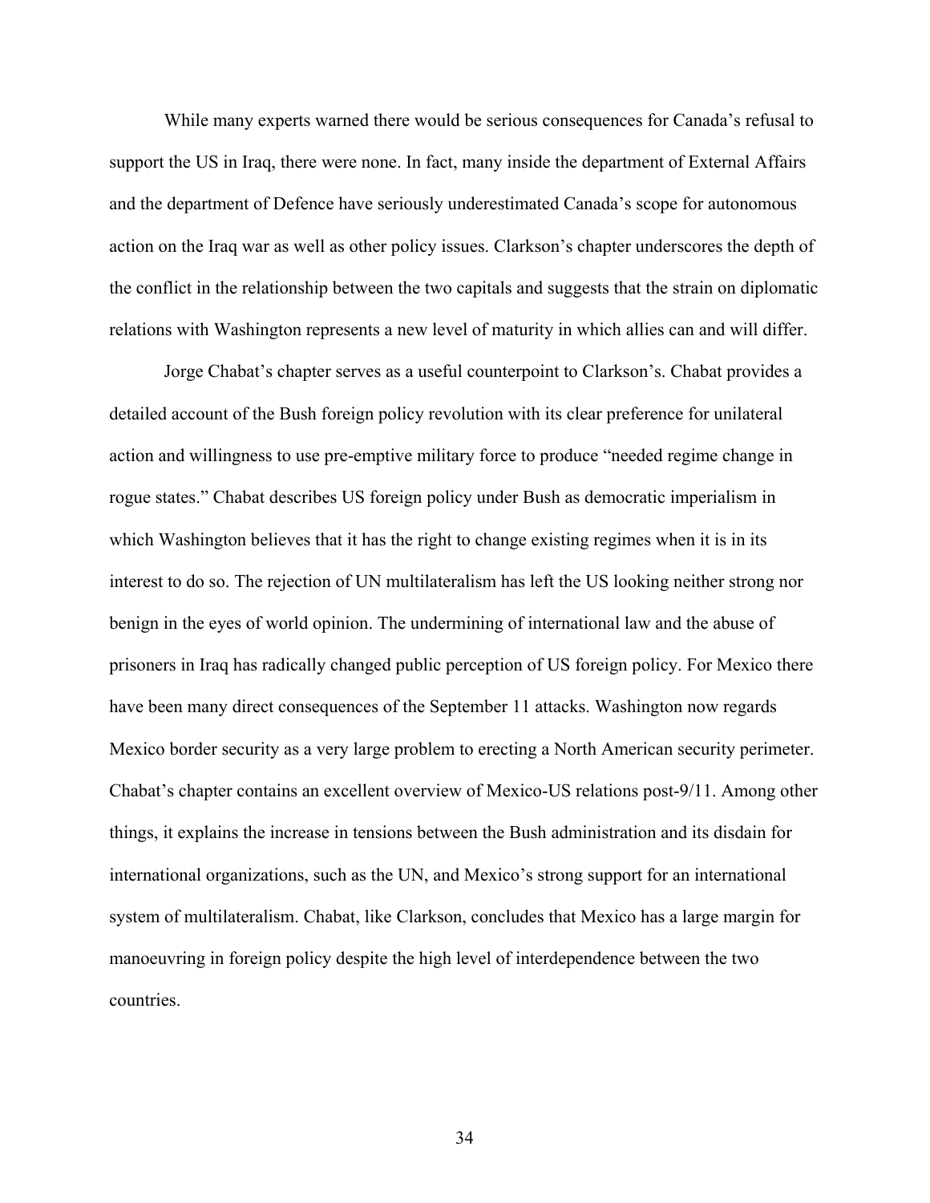While many experts warned there would be serious consequences for Canada's refusal to support the US in Iraq, there were none. In fact, many inside the department of External Affairs and the department of Defence have seriously underestimated Canada's scope for autonomous action on the Iraq war as well as other policy issues. Clarkson's chapter underscores the depth of the conflict in the relationship between the two capitals and suggests that the strain on diplomatic relations with Washington represents a new level of maturity in which allies can and will differ.

Jorge Chabat's chapter serves as a useful counterpoint to Clarkson's. Chabat provides a detailed account of the Bush foreign policy revolution with its clear preference for unilateral action and willingness to use pre-emptive military force to produce "needed regime change in rogue states." Chabat describes US foreign policy under Bush as democratic imperialism in which Washington believes that it has the right to change existing regimes when it is in its interest to do so. The rejection of UN multilateralism has left the US looking neither strong nor benign in the eyes of world opinion. The undermining of international law and the abuse of prisoners in Iraq has radically changed public perception of US foreign policy. For Mexico there have been many direct consequences of the September 11 attacks. Washington now regards Mexico border security as a very large problem to erecting a North American security perimeter. Chabat's chapter contains an excellent overview of Mexico-US relations post-9/11. Among other things, it explains the increase in tensions between the Bush administration and its disdain for international organizations, such as the UN, and Mexico's strong support for an international system of multilateralism. Chabat, like Clarkson, concludes that Mexico has a large margin for manoeuvring in foreign policy despite the high level of interdependence between the two countries.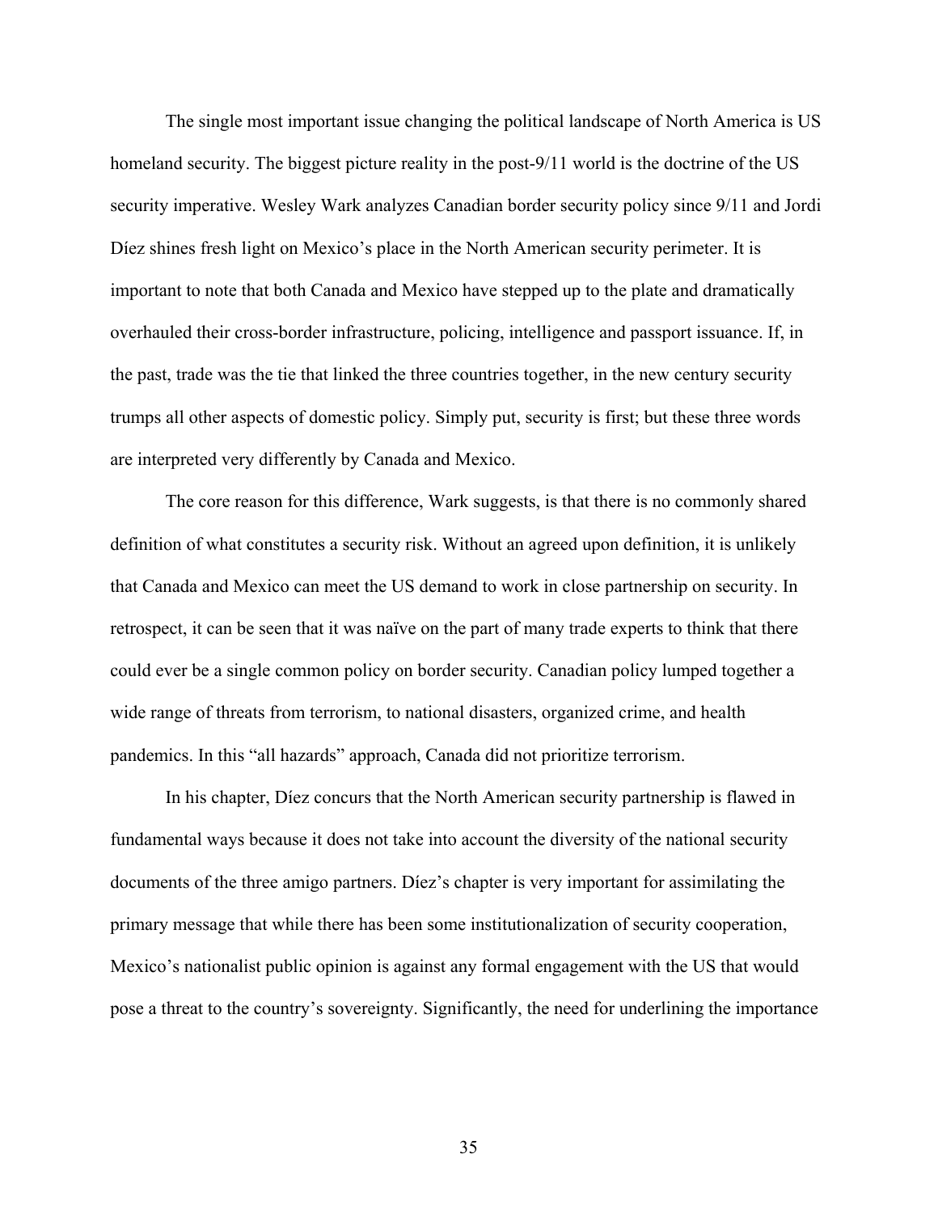The single most important issue changing the political landscape of North America is US homeland security. The biggest picture reality in the post-9/11 world is the doctrine of the US security imperative. Wesley Wark analyzes Canadian border security policy since 9/11 and Jordi Díez shines fresh light on Mexico's place in the North American security perimeter. It is important to note that both Canada and Mexico have stepped up to the plate and dramatically overhauled their cross-border infrastructure, policing, intelligence and passport issuance. If, in the past, trade was the tie that linked the three countries together, in the new century security trumps all other aspects of domestic policy. Simply put, security is first; but these three words are interpreted very differently by Canada and Mexico.

The core reason for this difference, Wark suggests, is that there is no commonly shared definition of what constitutes a security risk. Without an agreed upon definition, it is unlikely that Canada and Mexico can meet the US demand to work in close partnership on security. In retrospect, it can be seen that it was naïve on the part of many trade experts to think that there could ever be a single common policy on border security. Canadian policy lumped together a wide range of threats from terrorism, to national disasters, organized crime, and health pandemics. In this "all hazards" approach, Canada did not prioritize terrorism.

In his chapter, Díez concurs that the North American security partnership is flawed in fundamental ways because it does not take into account the diversity of the national security documents of the three amigo partners. Díez's chapter is very important for assimilating the primary message that while there has been some institutionalization of security cooperation, Mexico's nationalist public opinion is against any formal engagement with the US that would pose a threat to the country's sovereignty. Significantly, the need for underlining the importance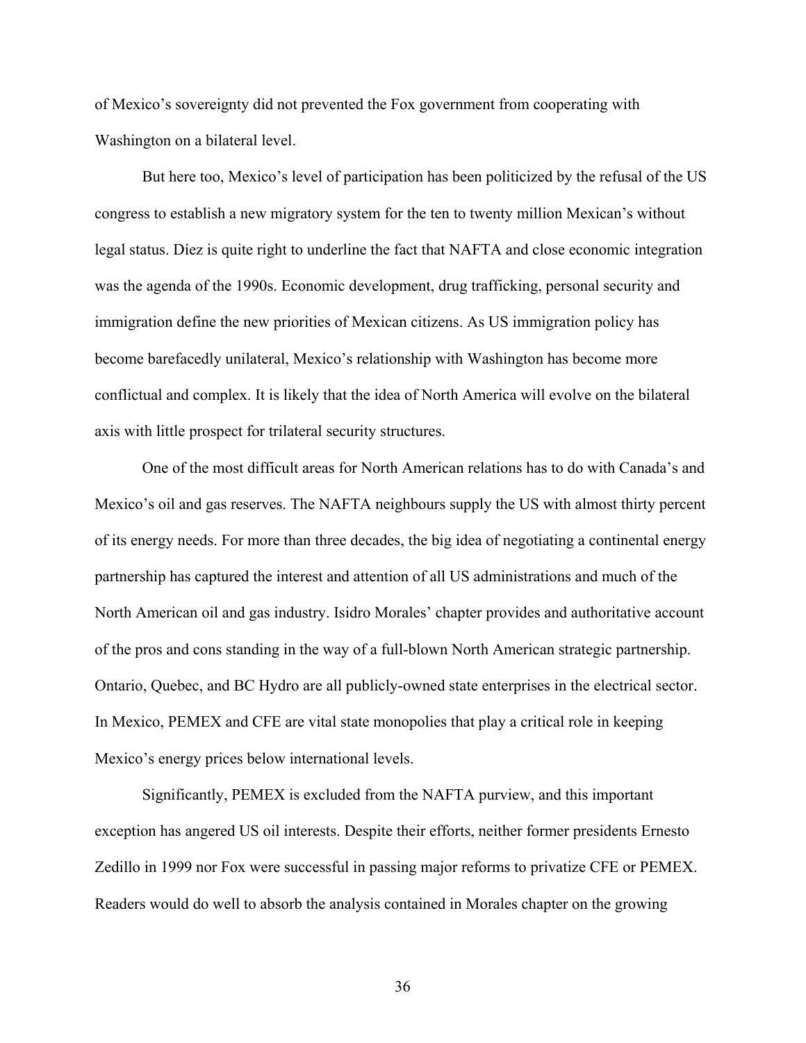of Mexico's sovereignty did not prevented the Fox government from cooperating with Washington on a bilateral level.

But here too, Mexico's level of participation has been politicized by the refusal of the US congress to establish a new migratory system for the ten to twenty million Mexican's without legal status. Díez is quite right to underline the fact that NAFTA and close economic integration was the agenda of the 1990s. Economic development, drug trafficking, personal security and immigration define the new priorities of Mexican citizens. As US immigration policy has become barefacedly unilateral, Mexico's relationship with Washington has become more conflictual and complex. It is likely that the idea of North America will evolve on the bilateral axis with little prospect for trilateral security structures.

One of the most difficult areas for North American relations has to do with Canada's and Mexico's oil and gas reserves. The NAFTA neighbours supply the US with almost thirty percent of its energy needs. For more than three decades, the big idea of negotiating a continental energy partnership has captured the interest and attention of all US administrations and much of the North American oil and gas industry. Isidro Morales' chapter provides and authoritative account of the pros and cons standing in the way of a full-blown North American strategic partnership. Ontario, Quebec, and BC Hydro are all publicly-owned state enterprises in the electrical sector. In Mexico, PEMEX and CFE are vital state monopolies that play a critical role in keeping Mexico's energy prices below international levels.

Significantly, PEMEX is excluded from the NAFTA purview, and this important exception has angered US oil interests. Despite their efforts, neither former presidents Ernesto Zedillo in 1999 nor Fox were successful in passing major reforms to privatize CFE or PEMEX. Readers would do well to absorb the analysis contained in Morales chapter on the growing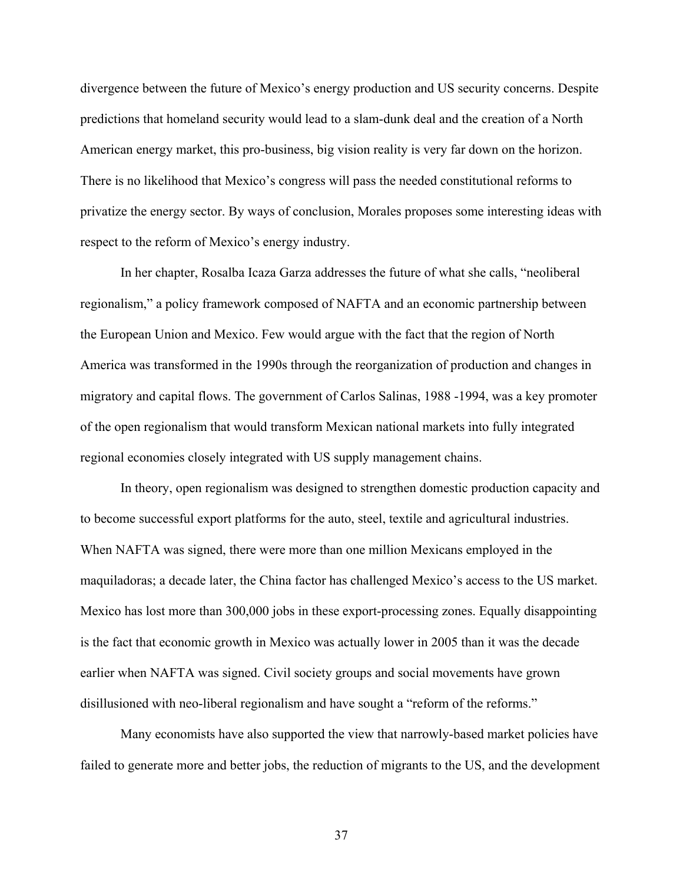divergence between the future of Mexico's energy production and US security concerns. Despite predictions that homeland security would lead to a slam-dunk deal and the creation of a North American energy market, this pro-business, big vision reality is very far down on the horizon. There is no likelihood that Mexico's congress will pass the needed constitutional reforms to privatize the energy sector. By ways of conclusion, Morales proposes some interesting ideas with respect to the reform of Mexico's energy industry.

In her chapter, Rosalba Icaza Garza addresses the future of what she calls, "neoliberal regionalism," a policy framework composed of NAFTA and an economic partnership between the European Union and Mexico. Few would argue with the fact that the region of North America was transformed in the 1990s through the reorganization of production and changes in migratory and capital flows. The government of Carlos Salinas, 1988 -1994, was a key promoter of the open regionalism that would transform Mexican national markets into fully integrated regional economies closely integrated with US supply management chains.

In theory, open regionalism was designed to strengthen domestic production capacity and to become successful export platforms for the auto, steel, textile and agricultural industries. When NAFTA was signed, there were more than one million Mexicans employed in the maquiladoras; a decade later, the China factor has challenged Mexico's access to the US market. Mexico has lost more than 300,000 jobs in these export-processing zones. Equally disappointing is the fact that economic growth in Mexico was actually lower in 2005 than it was the decade earlier when NAFTA was signed. Civil society groups and social movements have grown disillusioned with neo-liberal regionalism and have sought a "reform of the reforms."

Many economists have also supported the view that narrowly-based market policies have failed to generate more and better jobs, the reduction of migrants to the US, and the development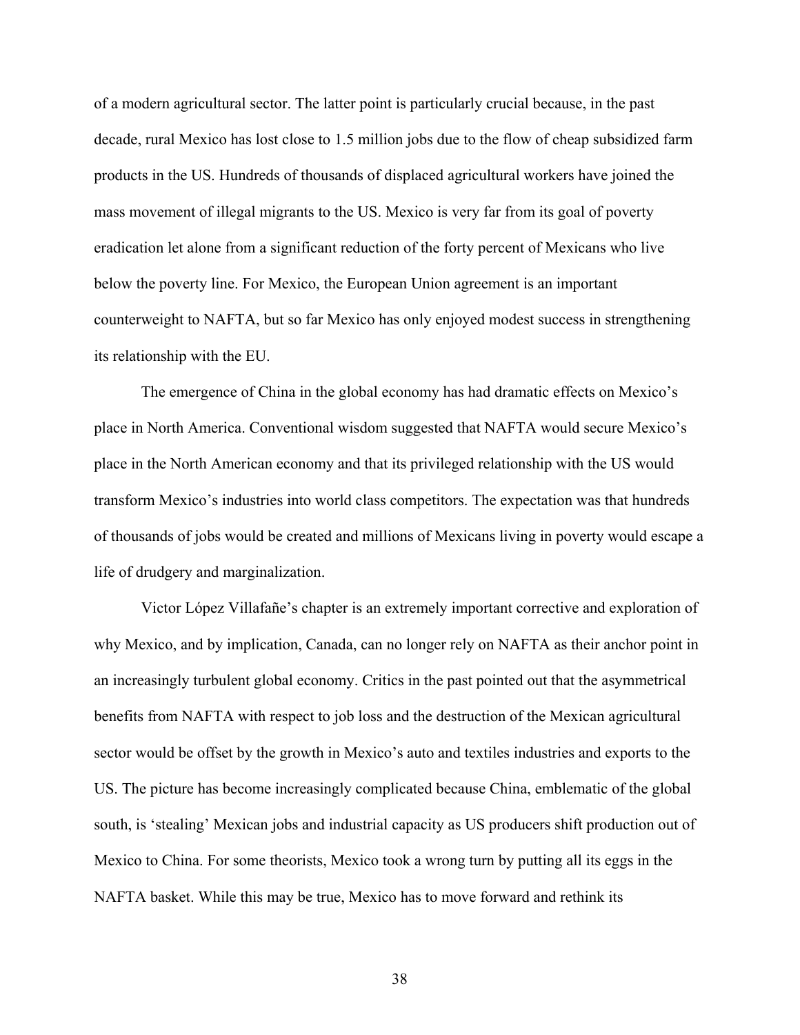of a modern agricultural sector. The latter point is particularly crucial because, in the past decade, rural Mexico has lost close to 1.5 million jobs due to the flow of cheap subsidized farm products in the US. Hundreds of thousands of displaced agricultural workers have joined the mass movement of illegal migrants to the US. Mexico is very far from its goal of poverty eradication let alone from a significant reduction of the forty percent of Mexicans who live below the poverty line. For Mexico, the European Union agreement is an important counterweight to NAFTA, but so far Mexico has only enjoyed modest success in strengthening its relationship with the EU.

The emergence of China in the global economy has had dramatic effects on Mexico's place in North America. Conventional wisdom suggested that NAFTA would secure Mexico's place in the North American economy and that its privileged relationship with the US would transform Mexico's industries into world class competitors. The expectation was that hundreds of thousands of jobs would be created and millions of Mexicans living in poverty would escape a life of drudgery and marginalization.

Victor López Villafañe's chapter is an extremely important corrective and exploration of why Mexico, and by implication, Canada, can no longer rely on NAFTA as their anchor point in an increasingly turbulent global economy. Critics in the past pointed out that the asymmetrical benefits from NAFTA with respect to job loss and the destruction of the Mexican agricultural sector would be offset by the growth in Mexico's auto and textiles industries and exports to the US. The picture has become increasingly complicated because China, emblematic of the global south, is 'stealing' Mexican jobs and industrial capacity as US producers shift production out of Mexico to China. For some theorists, Mexico took a wrong turn by putting all its eggs in the NAFTA basket. While this may be true, Mexico has to move forward and rethink its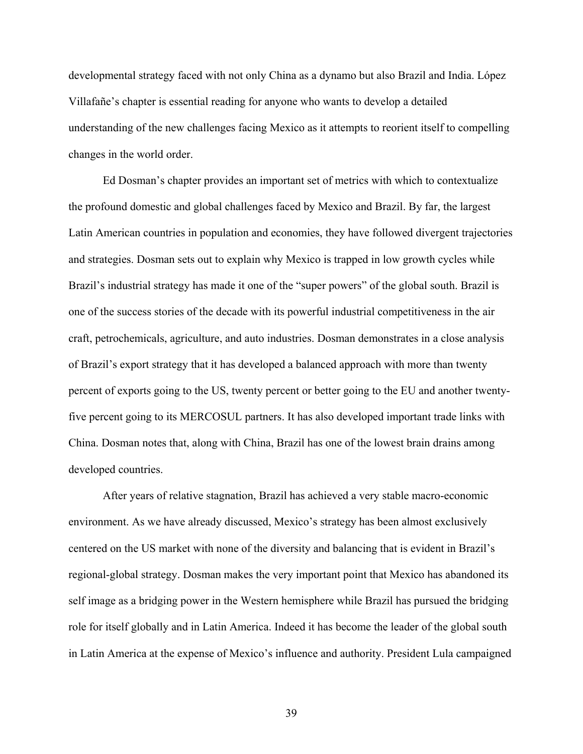developmental strategy faced with not only China as a dynamo but also Brazil and India. López Villafañe's chapter is essential reading for anyone who wants to develop a detailed understanding of the new challenges facing Mexico as it attempts to reorient itself to compelling changes in the world order.

Ed Dosman's chapter provides an important set of metrics with which to contextualize the profound domestic and global challenges faced by Mexico and Brazil. By far, the largest Latin American countries in population and economies, they have followed divergent trajectories and strategies. Dosman sets out to explain why Mexico is trapped in low growth cycles while Brazil's industrial strategy has made it one of the "super powers" of the global south. Brazil is one of the success stories of the decade with its powerful industrial competitiveness in the air craft, petrochemicals, agriculture, and auto industries. Dosman demonstrates in a close analysis of Brazil's export strategy that it has developed a balanced approach with more than twenty percent of exports going to the US, twenty percent or better going to the EU and another twenty-five percent going to its MERCOSUL partners. It has also developed important trade links with China. Dosman notes that, along with China, Brazil has one of the lowest brain drains among developed countries.

After years of relative stagnation, Brazil has achieved a very stable macro-economic environment. As we have already discussed, Mexico's strategy has been almost exclusively centered on the US market with none of the diversity and balancing that is evident in Brazil's regional-global strategy. Dosman makes the very important point that Mexico has abandoned its self image as a bridging power in the Western hemisphere while Brazil has pursued the bridging role for itself globally and in Latin America. Indeed it has become the leader of the global south in Latin America at the expense of Mexico's influence and authority. President Lula campaigned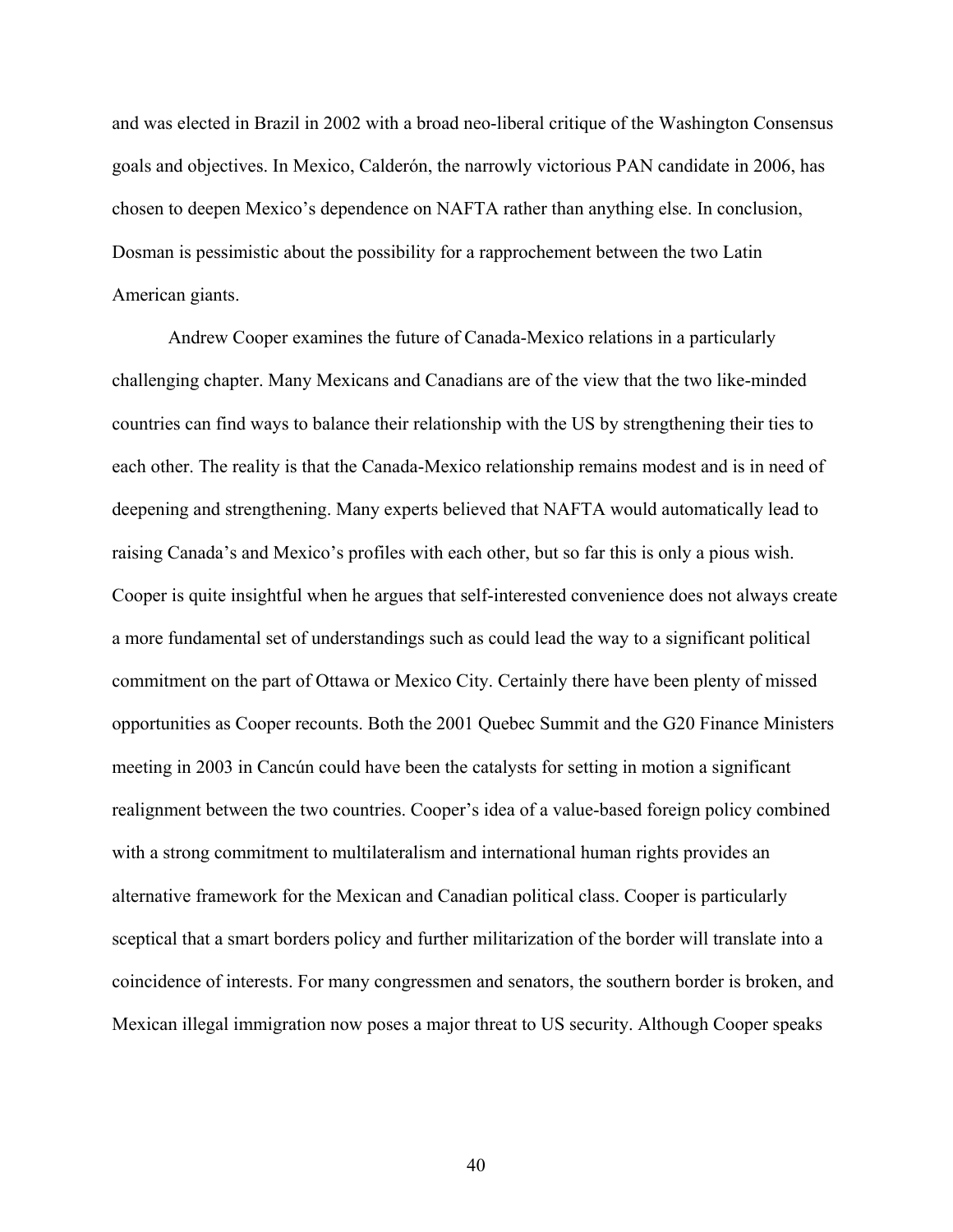and was elected in Brazil in 2002 with a broad neo-liberal critique of the Washington Consensus goals and objectives. In Mexico, Calderón, the narrowly victorious PAN candidate in 2006, has chosen to deepen Mexico's dependence on NAFTA rather than anything else. In conclusion, Dosman is pessimistic about the possibility for a rapprochement between the two Latin American giants.

Andrew Cooper examines the future of Canada-Mexico relations in a particularly challenging chapter. Many Mexicans and Canadians are of the view that the two like-minded countries can find ways to balance their relationship with the US by strengthening their ties to each other. The reality is that the Canada-Mexico relationship remains modest and is in need of deepening and strengthening. Many experts believed that NAFTA would automatically lead to raising Canada's and Mexico's profiles with each other, but so far this is only a pious wish. Cooper is quite insightful when he argues that self-interested convenience does not always create a more fundamental set of understandings such as could lead the way to a significant political commitment on the part of Ottawa or Mexico City. Certainly there have been plenty of missed opportunities as Cooper recounts. Both the 2001 Quebec Summit and the G20 Finance Ministers meeting in 2003 in Cancún could have been the catalysts for setting in motion a significant realignment between the two countries. Cooper's idea of a value-based foreign policy combined with a strong commitment to multilateralism and international human rights provides an alternative framework for the Mexican and Canadian political class. Cooper is particularly sceptical that a smart borders policy and further militarization of the border will translate into a coincidence of interests. For many congressmen and senators, the southern border is broken, and Mexican illegal immigration now poses a major threat to US security. Although Cooper speaks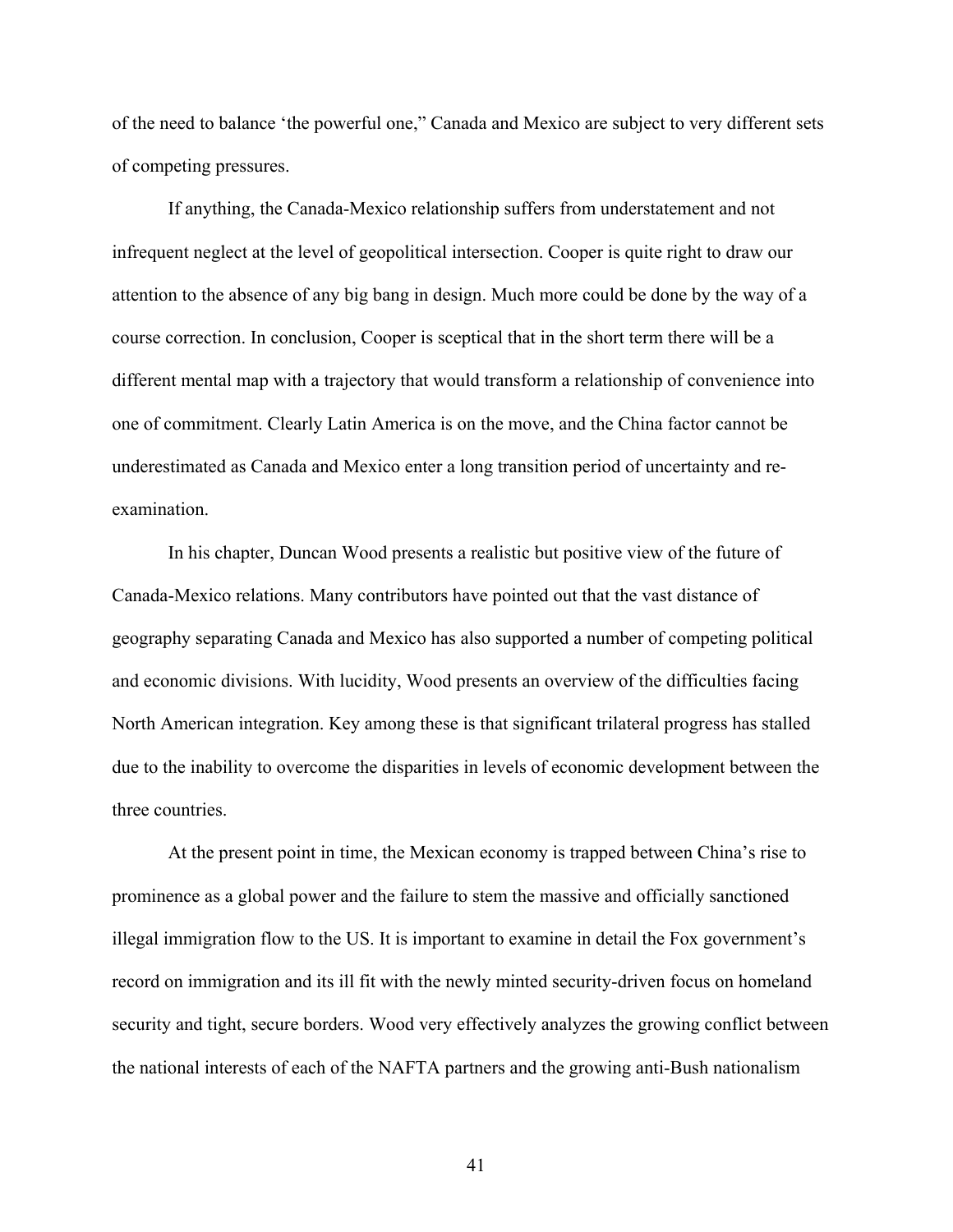of the need to balance 'the powerful one," Canada and Mexico are subject to very different sets of competing pressures.

If anything, the Canada-Mexico relationship suffers from understatement and not infrequent neglect at the level of geopolitical intersection. Cooper is quite right to draw our attention to the absence of any big bang in design. Much more could be done by the way of a course correction. In conclusion, Cooper is sceptical that in the short term there will be a different mental map with a trajectory that would transform a relationship of convenience into one of commitment. Clearly Latin America is on the move, and the China factor cannot be underestimated as Canada and Mexico enter a long transition period of uncertainty and re-examination.

In his chapter, Duncan Wood presents a realistic but positive view of the future of Canada-Mexico relations. Many contributors have pointed out that the vast distance of geography separating Canada and Mexico has also supported a number of competing political and economic divisions. With lucidity, Wood presents an overview of the difficulties facing North American integration. Key among these is that significant trilateral progress has stalled due to the inability to overcome the disparities in levels of economic development between the three countries.

At the present point in time, the Mexican economy is trapped between China's rise to prominence as a global power and the failure to stem the massive and officially sanctioned illegal immigration flow to the US. It is important to examine in detail the Fox government's record on immigration and its ill fit with the newly minted security-driven focus on homeland security and tight, secure borders. Wood very effectively analyzes the growing conflict between the national interests of each of the NAFTA partners and the growing anti-Bush nationalism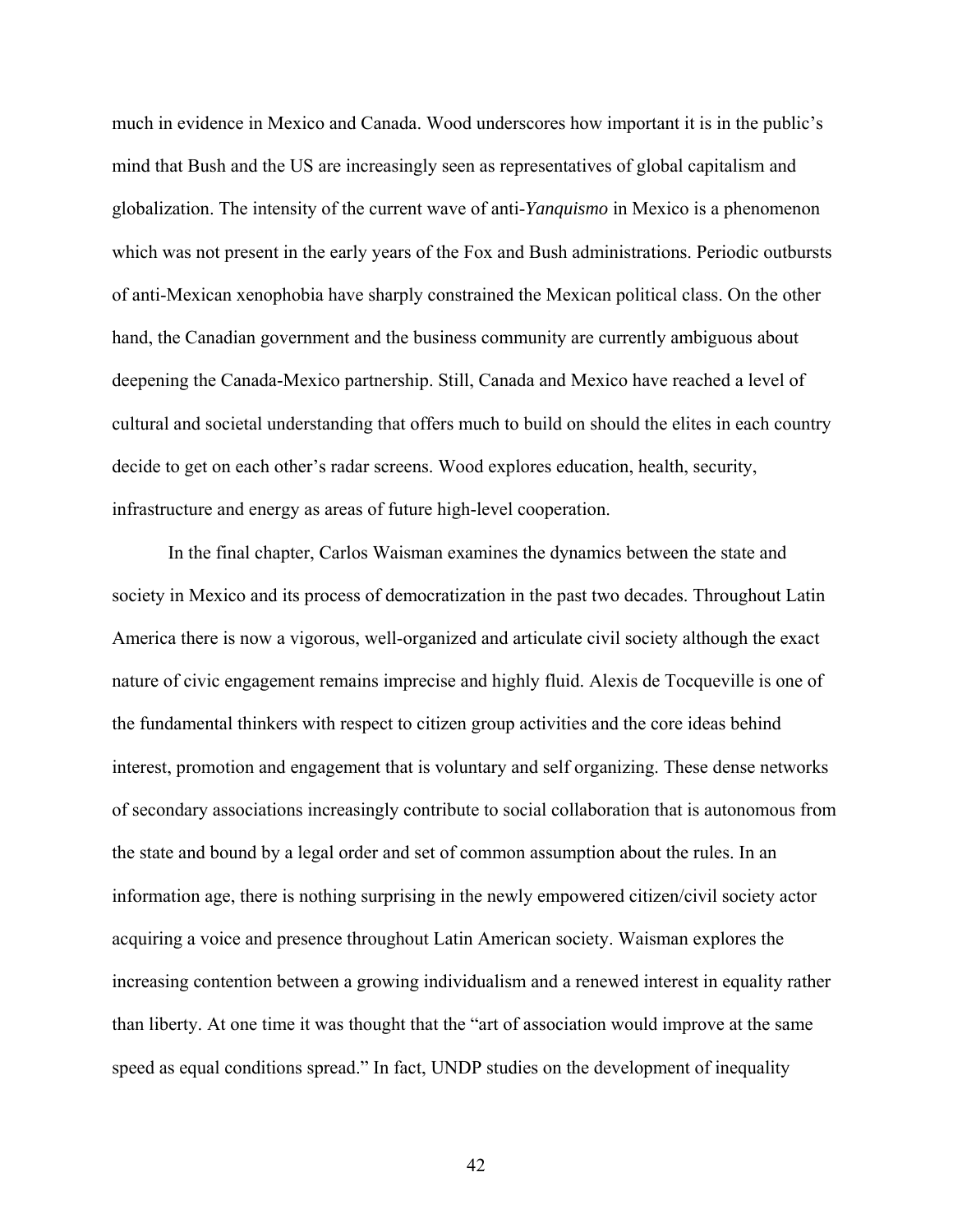much in evidence in Mexico and Canada. Wood underscores how important it is in the public's mind that Bush and the US are increasingly seen as representatives of global capitalism and globalization. The intensity of the current wave of anti-*Yanquismo* in Mexico is a phenomenon which was not present in the early years of the Fox and Bush administrations. Periodic outbursts of anti-Mexican xenophobia have sharply constrained the Mexican political class. On the other hand, the Canadian government and the business community are currently ambiguous about deepening the Canada-Mexico partnership. Still, Canada and Mexico have reached a level of cultural and societal understanding that offers much to build on should the elites in each country decide to get on each other's radar screens. Wood explores education, health, security, infrastructure and energy as areas of future high-level cooperation.

In the final chapter, Carlos Waisman examines the dynamics between the state and society in Mexico and its process of democratization in the past two decades. Throughout Latin America there is now a vigorous, well-organized and articulate civil society although the exact nature of civic engagement remains imprecise and highly fluid. Alexis de Tocqueville is one of the fundamental thinkers with respect to citizen group activities and the core ideas behind interest, promotion and engagement that is voluntary and self organizing. These dense networks of secondary associations increasingly contribute to social collaboration that is autonomous from the state and bound by a legal order and set of common assumption about the rules. In an information age, there is nothing surprising in the newly empowered citizen/civil society actor acquiring a voice and presence throughout Latin American society. Waisman explores the increasing contention between a growing individualism and a renewed interest in equality rather than liberty. At one time it was thought that the "art of association would improve at the same speed as equal conditions spread." In fact, UNDP studies on the development of inequality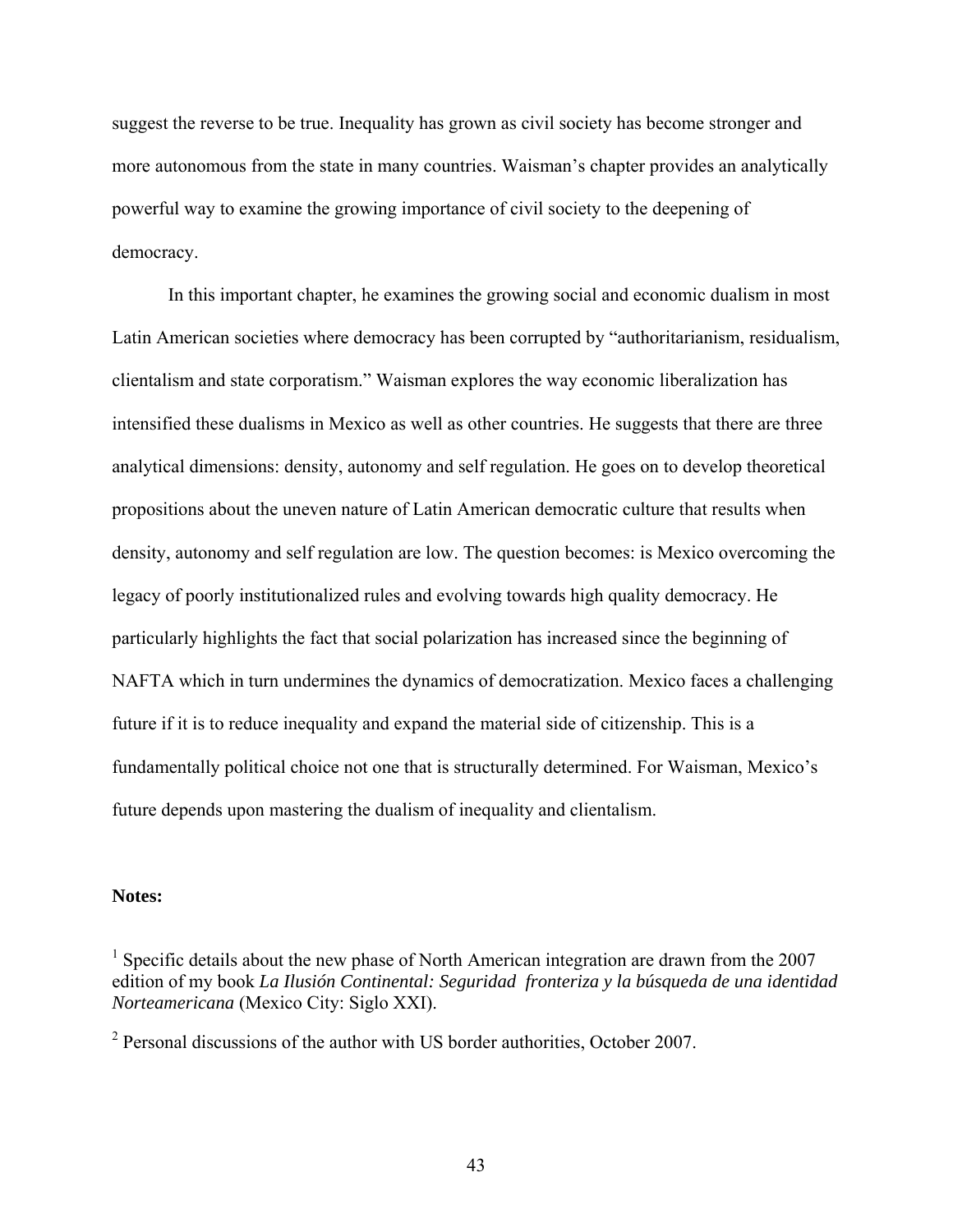suggest the reverse to be true. Inequality has grown as civil society has become stronger and more autonomous from the state in many countries. Waisman's chapter provides an analytically powerful way to examine the growing importance of civil society to the deepening of democracy.

In this important chapter, he examines the growing social and economic dualism in most Latin American societies where democracy has been corrupted by "authoritarianism, residualism, clientalism and state corporatism." Waisman explores the way economic liberalization has intensified these dualisms in Mexico as well as other countries. He suggests that there are three analytical dimensions: density, autonomy and self regulation. He goes on to develop theoretical propositions about the uneven nature of Latin American democratic culture that results when density, autonomy and self regulation are low. The question becomes: is Mexico overcoming the legacy of poorly institutionalized rules and evolving towards high quality democracy. He particularly highlights the fact that social polarization has increased since the beginning of NAFTA which in turn undermines the dynamics of democratization. Mexico faces a challenging future if it is to reduce inequality and expand the material side of citizenship. This is a fundamentally political choice not one that is structurally determined. For Waisman, Mexico's future depends upon mastering the dualism of inequality and clientalism.

**Notes:**

[1] Specific details about the new phase of North American integration are drawn from the 2007 edition of my book *La Ilusión Continental: Seguridad fronteriza y la búsqueda de una identidad Norteamericana* (Mexico City: Siglo XXI).

[2] Personal discussions of the author with US border authorities, October 2007.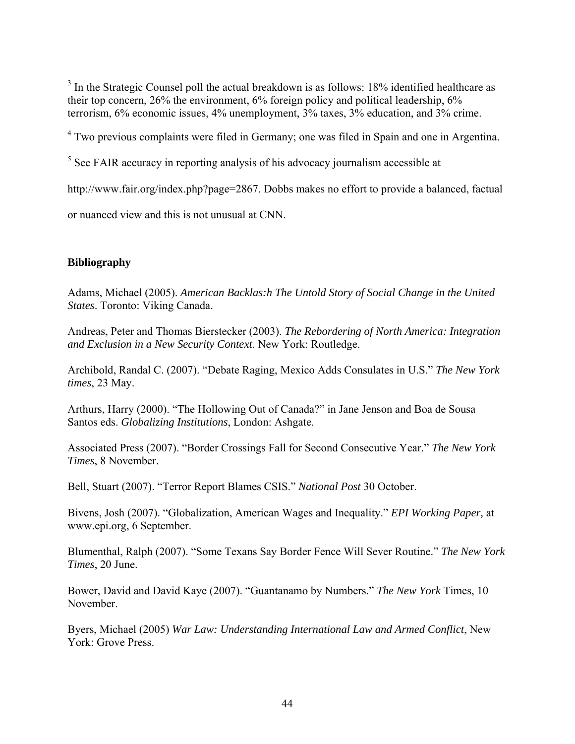[3] In the Strategic Counsel poll the actual breakdown is as follows: 18% identified healthcare as their top concern, 26% the environment, 6% foreign policy and political leadership, 6% terrorism, 6% economic issues, 4% unemployment, 3% taxes, 3% education, and 3% crime.

[4] Two previous complaints were filed in Germany; one was filed in Spain and one in Argentina.

[5] See FAIR accuracy in reporting analysis of his advocacy journalism accessible at http://www.fair.org/index.php?page=2867. Dobbs makes no effort to provide a balanced, factual or nuanced view and this is not unusual at CNN.

**Bibliography**

Adams, Michael (2005). *American Backlas:h The Untold Story of Social Change in the United States*. Toronto: Viking Canada.

Andreas, Peter and Thomas Bierstecker (2003). *The Rebordering of North America: Integration and Exclusion in a New Security Context*. New York: Routledge.

Archibold, Randal C. (2007). "Debate Raging, Mexico Adds Consulates in U.S." *The New York times*, 23 May.

Arthurs, Harry (2000). "The Hollowing Out of Canada?" in Jane Jenson and Boa de Sousa Santos eds. *Globalizing Institutions*, London: Ashgate.

Associated Press (2007). "Border Crossings Fall for Second Consecutive Year." *The New York Times*, 8 November.

Bell, Stuart (2007). "Terror Report Blames CSIS." *National Post* 30 October.

Bivens, Josh (2007). "Globalization, American Wages and Inequality." *EPI Working Paper,* at www.epi.org, 6 September.

Blumenthal, Ralph (2007). "Some Texans Say Border Fence Will Sever Routine." *The New York Times*, 20 June.

Bower, David and David Kaye (2007). "Guantanamo by Numbers." *The New York* Times, 10 November.

Byers, Michael (2005) *War Law: Understanding International Law and Armed Conflict*, New York: Grove Press.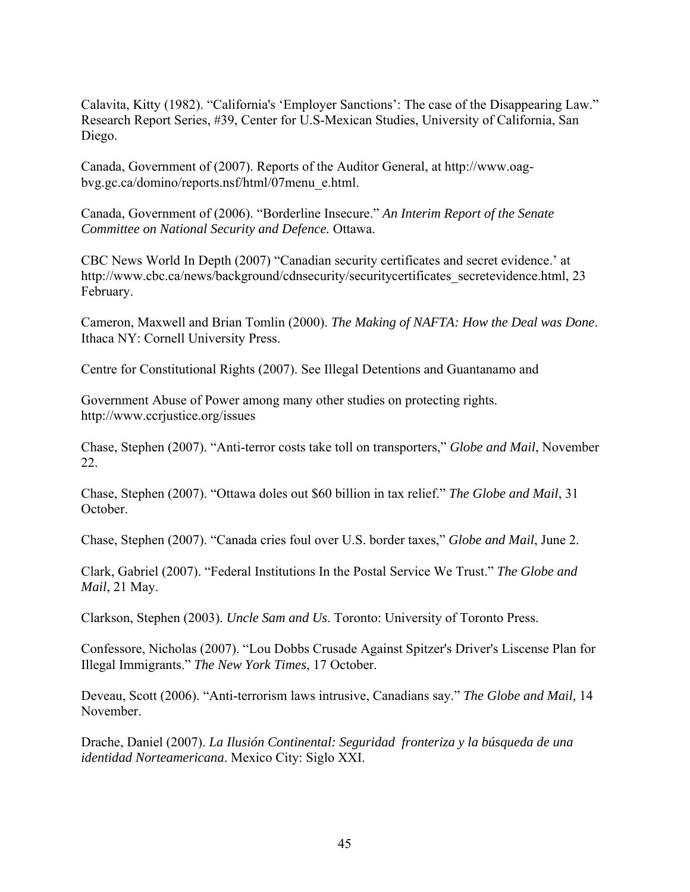Calavita, Kitty (1982). “California's ‘Employer Sanctions’: The case of the Disappearing Law.” Research Report Series, #39, Center for U.S-Mexican Studies, University of California, San Diego.

Canada, Government of (2007). Reports of the Auditor General, at http://www.oag-bvg.gc.ca/domino/reports.nsf/html/07menu_e.html.

Canada, Government of (2006). “Borderline Insecure.” *An Interim Report of the Senate Committee on National Security and Defence.* Ottawa.

CBC News World In Depth (2007) “Canadian security certificates and secret evidence.’ at http://www.cbc.ca/news/background/cdnsecurity/securitycertificates_secretevidence.html, 23 February.

Cameron, Maxwell and Brian Tomlin (2000). *The Making of NAFTA: How the Deal was Done*. Ithaca NY: Cornell University Press.

Centre for Constitutional Rights (2007). See Illegal Detentions and Guantanamo and

Government Abuse of Power among many other studies on protecting rights. http://www.ccrjustice.org/issues

Chase, Stephen (2007). “Anti-terror costs take toll on transporters,” *Globe and Mail*, November 22.

Chase, Stephen (2007). “Ottawa doles out $60 billion in tax relief.” *The Globe and Mail*, 31 October.

Chase, Stephen (2007). “Canada cries foul over U.S. border taxes,” *Globe and Mail*, June 2.

Clark, Gabriel (2007). “Federal Institutions In the Postal Service We Trust.” *The Globe and Mail*, 21 May.

Clarkson, Stephen (2003). *Uncle Sam and Us*. Toronto: University of Toronto Press.

Confessore, Nicholas (2007). “Lou Dobbs Crusade Against Spitzer's Driver's Liscense Plan for Illegal Immigrants.” *The New York Times*, 17 October.

Deveau, Scott (2006). “Anti-terrorism laws intrusive, Canadians say.” *The Globe and Mail,* 14 November.

Drache, Daniel (2007). *La Ilusión Continental: Seguridad fronteriza y la búsqueda de una identidad Norteamericana*. Mexico City: Siglo XXI.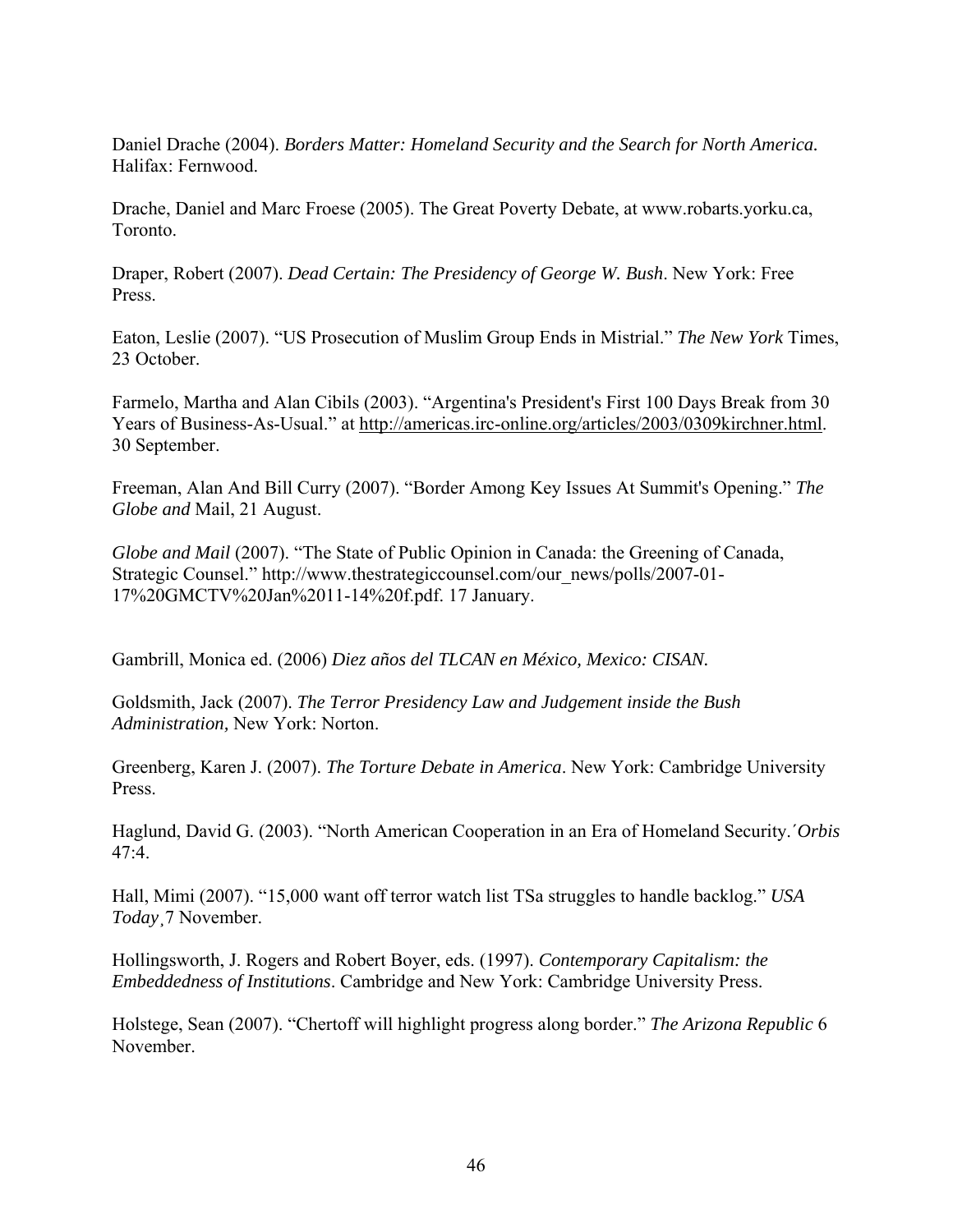Daniel Drache (2004). *Borders Matter: Homeland Security and the Search for North America.* Halifax: Fernwood.

Drache, Daniel and Marc Froese (2005). The Great Poverty Debate, at www.robarts.yorku.ca, Toronto.

Draper, Robert (2007). *Dead Certain: The Presidency of George W. Bush*. New York: Free Press.

Eaton, Leslie (2007). "US Prosecution of Muslim Group Ends in Mistrial." *The New York* Times, 23 October.

Farmelo, Martha and Alan Cibils (2003). "Argentina's President's First 100 Days Break from 30 Years of Business-As-Usual." at http://americas.irc-online.org/articles/2003/0309kirchner.html. 30 September.

Freeman, Alan And Bill Curry (2007). "Border Among Key Issues At Summit's Opening." *The Globe and* Mail, 21 August.

*Globe and Mail* (2007). "The State of Public Opinion in Canada: the Greening of Canada, Strategic Counsel." http://www.thestrategiccounsel.com/our_news/polls/2007-01-17%20GMCTV%20Jan%2011-14%20f.pdf. 17 January.

Gambrill, Monica ed. (2006) *Diez años del TLCAN en México, Mexico: CISAN.*

Goldsmith, Jack (2007). *The Terror Presidency Law and Judgement inside the Bush Administration,* New York: Norton.

Greenberg, Karen J. (2007). *The Torture Debate in America*. New York: Cambridge University Press.

Haglund, David G. (2003). "North American Cooperation in an Era of Homeland Security.´*Orbis* 47:4.

Hall, Mimi (2007). "15,000 want off terror watch list TSa struggles to handle backlog." *USA Today*¸7 November.

Hollingsworth, J. Rogers and Robert Boyer, eds. (1997). *Contemporary Capitalism: the Embeddedness of Institutions*. Cambridge and New York: Cambridge University Press.

Holstege, Sean (2007). "Chertoff will highlight progress along border." *The Arizona Republic* 6 November.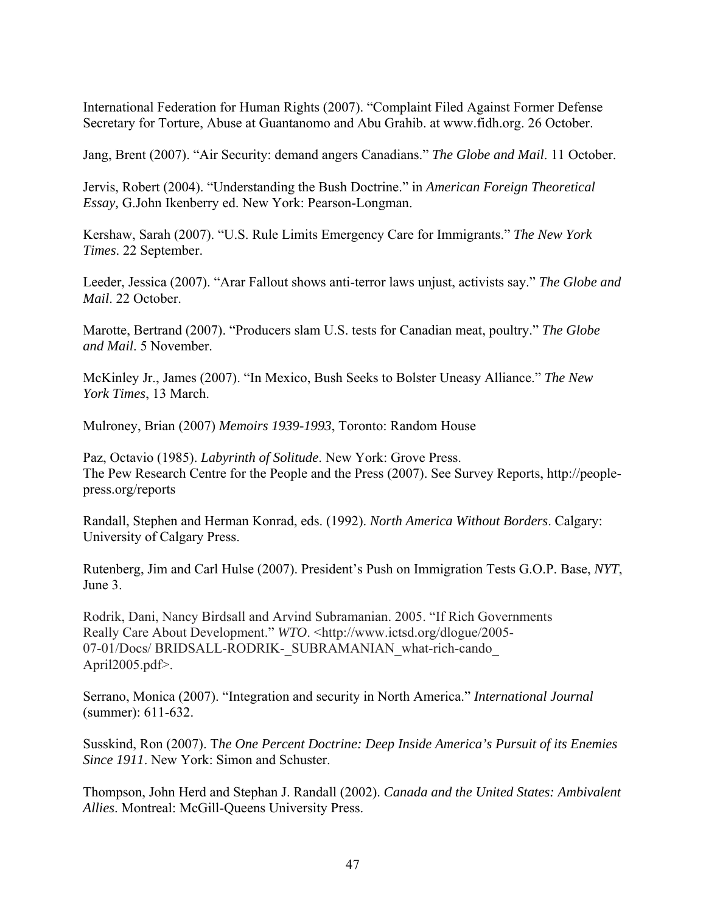International Federation for Human Rights (2007). "Complaint Filed Against Former Defense Secretary for Torture, Abuse at Guantanomo and Abu Grahib. at www.fidh.org. 26 October.

Jang, Brent (2007). "Air Security: demand angers Canadians." *The Globe and Mail*. 11 October.

Jervis, Robert (2004). "Understanding the Bush Doctrine." in *American Foreign Theoretical Essay,* G.John Ikenberry ed. New York: Pearson-Longman.

Kershaw, Sarah (2007). "U.S. Rule Limits Emergency Care for Immigrants." *The New York Times*. 22 September.

Leeder, Jessica (2007). "Arar Fallout shows anti-terror laws unjust, activists say." *The Globe and Mail*. 22 October.

Marotte, Bertrand (2007). "Producers slam U.S. tests for Canadian meat, poultry." *The Globe and Mail*. 5 November.

McKinley Jr., James (2007). "In Mexico, Bush Seeks to Bolster Uneasy Alliance." *The New York Times*, 13 March.

Mulroney, Brian (2007) *Memoirs 1939-1993*, Toronto: Random House

Paz, Octavio (1985). *Labyrinth of Solitude*. New York: Grove Press.
The Pew Research Centre for the People and the Press (2007). See Survey Reports, http://people-press.org/reports

Randall, Stephen and Herman Konrad, eds. (1992). *North America Without Borders*. Calgary: University of Calgary Press.

Rutenberg, Jim and Carl Hulse (2007). President's Push on Immigration Tests G.O.P. Base, *NYT*, June 3.

Rodrik, Dani, Nancy Birdsall and Arvind Subramanian. 2005. "If Rich Governments Really Care About Development." *WTO*. <http://www.ictsd.org/dlogue/2005-07-01/Docs/ BRIDSALL-RODRIK-_SUBRAMANIAN_what-rich-cando_ April2005.pdf>.

Serrano, Monica (2007). "Integration and security in North America." *International Journal* (summer): 611-632.

Susskind, Ron (2007). T*he One Percent Doctrine: Deep Inside America's Pursuit of its Enemies Since 1911*. New York: Simon and Schuster.

Thompson, John Herd and Stephan J. Randall (2002). *Canada and the United States: Ambivalent Allies*. Montreal: McGill-Queens University Press.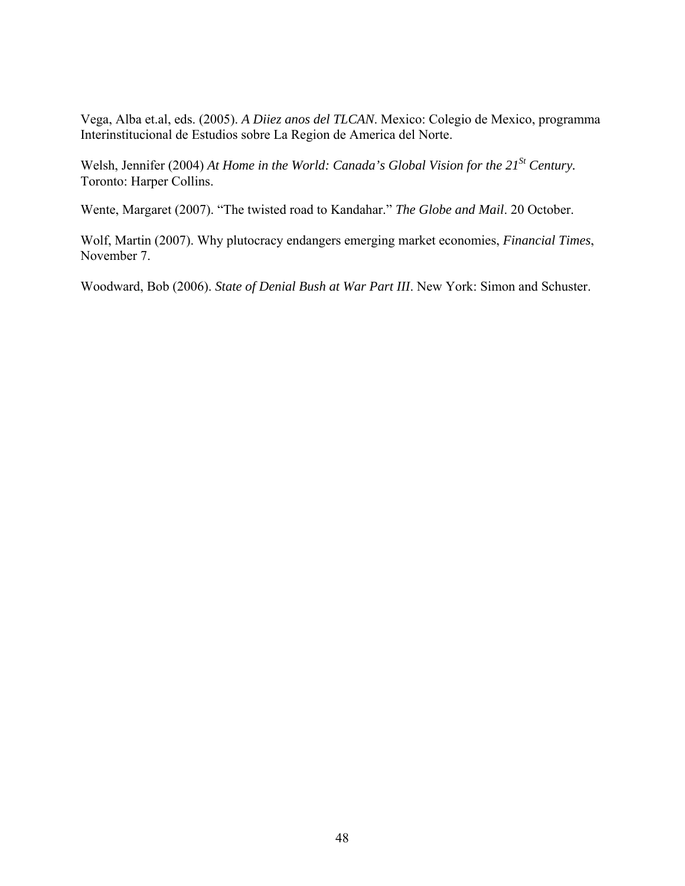Vega, Alba et.al, eds. (2005). *A Diiez anos del TLCAN*. Mexico: Colegio de Mexico, programma Interinstitucional de Estudios sobre La Region de America del Norte.

Welsh, Jennifer (2004) *At Home in the World: Canada's Global Vision for the 21*[St] *Century.* Toronto: Harper Collins.

Wente, Margaret (2007). "The twisted road to Kandahar." *The Globe and Mail*. 20 October.

Wolf, Martin (2007). Why plutocracy endangers emerging market economies, *Financial Times*, November 7.

Woodward, Bob (2006). *State of Denial Bush at War Part III*. New York: Simon and Schuster.